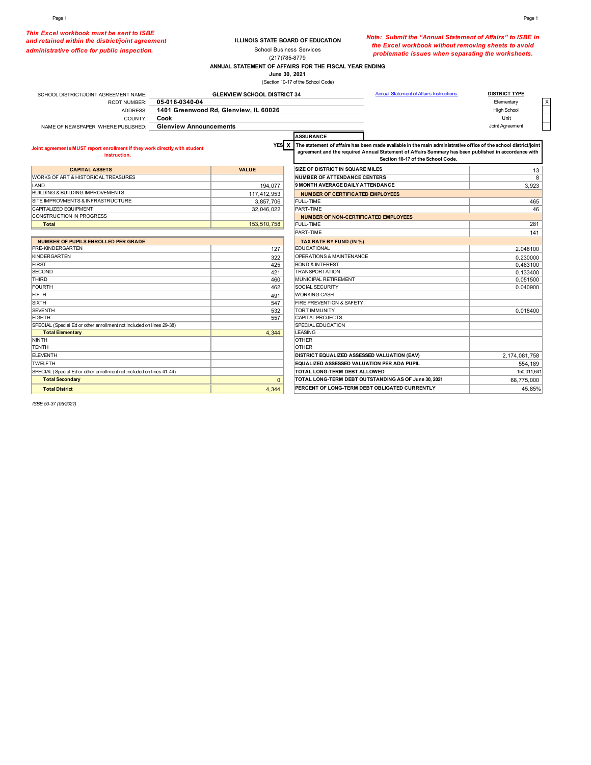*This Excel workbook must be sent to ISBE and retained within the district/joint agreement administrative office for public inspection.*

**ILLINOIS STATE BOARD OF EDUCATION**

School Business Services

(217)785-8779

**ANNUAL STATEMENT OF AFFAIRS FOR THE FISCAL YEAR ENDING**

**June 30, 2021**

(Section 10-17 of the School Code)

*Note: Submit the "Annual Statement of Affairs" to ISBE in the Excel workbook without removing sheets to avoid problematic issues when separating the worksheets.*

| | |
|---|---|
| SCHOOL DISTRICT/JOINT AGREEMENT NAME: | **GLENVIEW SCHOOL DISTRICT 34** |
| RCDT NUMBER: | **05-016-0340-04** |
| ADDRESS: | **1401 Greenwood Rd, Glenview, IL 60026** |
| COUNTY: | **Cook** |
| NAME OF NEWSPAPER WHERE PUBLISHED: | **Glenview Announcements** |

Annual Statement of Affairs Instructions

| DISTRICT TYPE | |
|---|---|
| Elementary | X |
| High School | |
| Unit | |
| Joint Agreement | |

**Joint agreements MUST report enrollment if they work directly with student instruction.**

**ASSURANCE**

YES X — **The statement of affairs has been made available in the main administrative office of the school district/joint agreement and the required Annual Statement of Affairs Summary has been published in accordance with Section 10-17 of the School Code.**

| CAPITAL ASSETS | VALUE |
|---|---|
| WORKS OF ART & HISTORICAL TREASURES | |
| LAND | 194,077 |
| BUILDING & BUILDING IMPROVEMENTS | 117,412,953 |
| SITE IMPROVMENTS & INFRASTRUCTURE | 3,857,706 |
| CAPITALIZED EQUIPMENT | 32,046,022 |
| CONSTRUCTION IN PROGRESS | |
| **Total** | 153,510,758 |

| NUMBER OF PUPILS ENROLLED PER GRADE | |
|---|---|
| PRE-KINDERGARTEN | 127 |
| KINDERGARTEN | 322 |
| FIRST | 425 |
| SECOND | 421 |
| THIRD | 460 |
| FOURTH | 462 |
| FIFTH | 491 |
| SIXTH | 547 |
| SEVENTH | 532 |
| EIGHTH | 557 |
| SPECIAL (Special Ed or other enrollment not included on lines 29-38) | |
| **Total Elementary** | 4,344 |
| NINTH | |
| TENTH | |
| ELEVENTH | |
| TWELFTH | |
| SPECIAL (Special Ed or other enrollment not included on lines 41-44) | |
| **Total Secondary** | 0 |
| **Total District** | 4,344 |

| | |
|---|---|
| **SIZE OF DISTRICT IN SQUARE MILES** | 13 |
| **NUMBER OF ATTENDANCE CENTERS** | 8 |
| **9 MONTH AVERAGE DAILY ATTENDANCE** | 3,923 |
| **NUMBER OF CERTIFICATED EMPLOYEES** | |
| FULL-TIME | 465 |
| PART-TIME | 46 |
| **NUMBER OF NON-CERTIFICATED EMPLOYEES** | |
| FULL-TIME | 281 |
| PART-TIME | 141 |
| **TAX RATE BY FUND (IN %)** | |
| EDUCATIONAL | 2.048100 |
| OPERATIONS & MAINTENANCE | 0.230000 |
| BOND & INTEREST | 0.463100 |
| TRANSPORTATION | 0.133400 |
| MUNICIPAL RETIREMENT | 0.051500 |
| SOCIAL SECURITY | 0.040900 |
| WORKING CASH | |
| FIRE PREVENTION & SAFETY | |
| TORT IMMUNITY | 0.018400 |
| CAPITAL PROJECTS | |
| SPECIAL EDUCATION | |
| LEASING | |
| OTHER | |
| OTHER | |
| **DISTRICT EQUALIZED ASSESSED VALUATION (EAV)** | 2,174,081,758 |
| **EQUALIZED ASSESSED VALUATION PER ADA PUPIL** | 554,189 |
| **TOTAL LONG-TERM DEBT ALLOWED** | 150,011,641 |
| **TOTAL LONG-TERM DEBT OUTSTANDING AS OF June 30, 2021** | 68,775,000 |
| **PERCENT OF LONG-TERM DEBT OBLIGATED CURRENTLY** | 45.85% |

*ISBE 50-37 (05/2021)*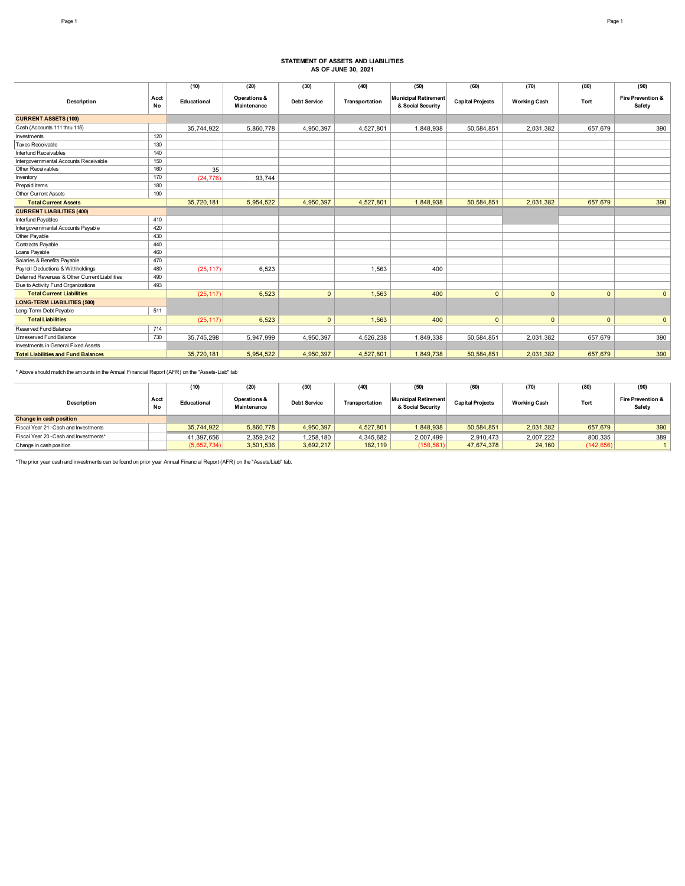# STATEMENT OF ASSETS AND LIABILITIES
## AS OF JUNE 30, 2021

| Description | Acct No | (10) Educational | (20) Operations & Maintenance | (30) Debt Service | (40) Transportation | (50) Municipal Retirement & Social Security | (60) Capital Projects | (70) Working Cash | (80) Tort | (90) Fire Prevention & Safety |
|---|---|---|---|---|---|---|---|---|---|---|
| **CURRENT ASSETS (100)** | | | | | | | | | | |
| Cash (Accounts 111 thru 115) | | 35,744,922 | 5,860,778 | 4,950,397 | 4,527,801 | 1,848,938 | 50,584,851 | 2,031,382 | 657,679 | 390 |
| Investments | 120 | | | | | | | | | |
| Taxes Receivable | 130 | | | | | | | | | |
| Interfund Receivables | 140 | | | | | | | | | |
| Intergovernmental Accounts Receivable | 150 | | | | | | | | | |
| Other Receivables | 160 | 35 | | | | | | | | |
| Inventory | 170 | (24,776) | 93,744 | | | | | | | |
| Prepaid Items | 180 | | | | | | | | | |
| Other Current Assets | 190 | | | | | | | | | |
| **Total Current Assets** | | 35,720,181 | 5,954,522 | 4,950,397 | 4,527,801 | 1,848,938 | 50,584,851 | 2,031,382 | 657,679 | 390 |
| **CURRENT LIABILITIES (400)** | | | | | | | | | | |
| Interfund Payables | 410 | | | | | | | | | |
| Intergovernmental Accounts Payable | 420 | | | | | | | | | |
| Other Payable | 430 | | | | | | | | | |
| Contracts Payable | 440 | | | | | | | | | |
| Loans Payable | 460 | | | | | | | | | |
| Salaries & Benefits Payable | 470 | | | | | | | | | |
| Payroll Deductions & Withholdings | 480 | (25,117) | 6,523 | | 1,563 | 400 | | | | |
| Deferred Revenues & Other Current Liabilities | 490 | | | | | | | | | |
| Due to Activity Fund Organizations | 493 | | | | | | | | | |
| **Total Current Liabilities** | | (25,117) | 6,523 | 0 | 1,563 | 400 | 0 | 0 | 0 | 0 |
| **LONG-TERM LIABILITIES (500)** | | | | | | | | | | |
| Long-Term Debt Payable | 511 | | | | | | | | | |
| **Total Liabilities** | | (25,117) | 6,523 | 0 | 1,563 | 400 | 0 | 0 | 0 | 0 |
| Reserved Fund Balance | 714 | | | | | | | | | |
| Unreserved Fund Balance | 730 | 35,745,298 | 5,947,999 | 4,950,397 | 4,526,238 | 1,849,338 | 50,584,851 | 2,031,382 | 657,679 | 390 |
| Investments in General Fixed Assets | | | | | | | | | | |
| **Total Liabilities and Fund Balances** | | 35,720,181 | 5,954,522 | 4,950,397 | 4,527,801 | 1,849,738 | 50,584,851 | 2,031,382 | 657,679 | 390 |

* Above should match the amounts in the Annual Financial Report (AFR) on the "Assets-Liab" tab

| Description | Acct No | (10) Educational | (20) Operations & Maintenance | (30) Debt Service | (40) Transportation | (50) Municipal Retirement & Social Security | (60) Capital Projects | (70) Working Cash | (80) Tort | (90) Fire Prevention & Safety |
|---|---|---|---|---|---|---|---|---|---|---|
| **Change in cash position** | | | | | | | | | | |
| Fiscal Year 21 -Cash and Investments | | 35,744,922 | 5,860,778 | 4,950,397 | 4,527,801 | 1,848,938 | 50,584,851 | 2,031,382 | 657,679 | 390 |
| Fiscal Year 20 -Cash and Investments* | | 41,397,656 | 2,359,242 | 1,258,180 | 4,345,682 | 2,007,499 | 2,910,473 | 2,007,222 | 800,335 | 389 |
| Change in cash position | | (5,652,734) | 3,501,536 | 3,692,217 | 182,119 | (158,561) | 47,674,378 | 24,160 | (142,656) | 1 |

*The prior year cash and investments can be found on prior year Annual Financial Report (AFR) on the "Assets/Liab" tab.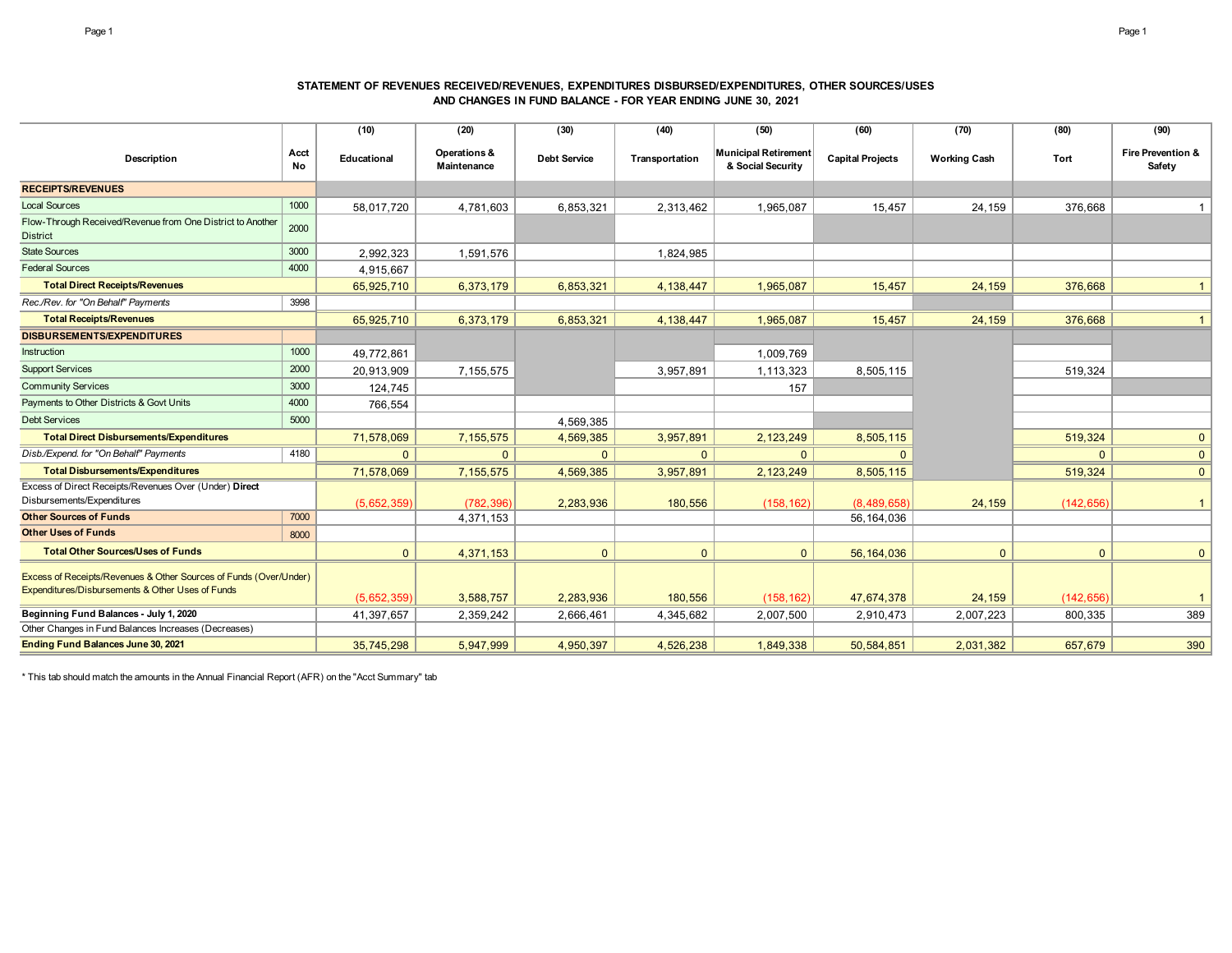### STATEMENT OF REVENUES RECEIVED/REVENUES, EXPENDITURES DISBURSED/EXPENDITURES, OTHER SOURCES/USES AND CHANGES IN FUND BALANCE - FOR YEAR ENDING JUNE 30, 2021

| Description | Acct No | (10) Educational | (20) Operations & Maintenance | (30) Debt Service | (40) Transportation | (50) Municipal Retirement & Social Security | (60) Capital Projects | (70) Working Cash | (80) Tort | (90) Fire Prevention & Safety |
|---|---|---|---|---|---|---|---|---|---|---|
| **RECEIPTS/REVENUES** | | | | | | | | | | |
| Local Sources | 1000 | 58,017,720 | 4,781,603 | 6,853,321 | 2,313,462 | 1,965,087 | 15,457 | 24,159 | 376,668 | 1 |
| Flow-Through Received/Revenue from One District to Another District | 2000 | | | | | | | | | |
| State Sources | 3000 | 2,992,323 | 1,591,576 | | 1,824,985 | | | | | |
| Federal Sources | 4000 | 4,915,667 | | | | | | | | |
| **Total Direct Receipts/Revenues** | | 65,925,710 | 6,373,179 | 6,853,321 | 4,138,447 | 1,965,087 | 15,457 | 24,159 | 376,668 | 1 |
| *Rec./Rev. for "On Behalf" Payments* | 3998 | | | | | | | | | |
| **Total Receipts/Revenues** | | 65,925,710 | 6,373,179 | 6,853,321 | 4,138,447 | 1,965,087 | 15,457 | 24,159 | 376,668 | 1 |
| **DISBURSEMENTS/EXPENDITURES** | | | | | | | | | | |
| Instruction | 1000 | 49,772,861 | | | | 1,009,769 | | | | |
| Support Services | 2000 | 20,913,909 | 7,155,575 | | 3,957,891 | 1,113,323 | 8,505,115 | | 519,324 | |
| Community Services | 3000 | 124,745 | | | | 157 | | | | |
| Payments to Other Districts & Govt Units | 4000 | 766,554 | | | | | | | | |
| Debt Services | 5000 | | | 4,569,385 | | | | | | |
| **Total Direct Disbursements/Expenditures** | | 71,578,069 | 7,155,575 | 4,569,385 | 3,957,891 | 2,123,249 | 8,505,115 | | 519,324 | 0 |
| *Disb./Expend. for "On Behalf" Payments* | 4180 | 0 | 0 | 0 | 0 | 0 | 0 | | 0 | 0 |
| **Total Disbursements/Expenditures** | | 71,578,069 | 7,155,575 | 4,569,385 | 3,957,891 | 2,123,249 | 8,505,115 | | 519,324 | 0 |
| Excess of Direct Receipts/Revenues Over (Under) **Direct** Disbursements/Expenditures | | (5,652,359) | (782,396) | 2,283,936 | 180,556 | (158,162) | (8,489,658) | 24,159 | (142,656) | 1 |
| **Other Sources of Funds** | 7000 | | 4,371,153 | | | | 56,164,036 | | | |
| **Other Uses of Funds** | 8000 | | | | | | | | | |
| **Total Other Sources/Uses of Funds** | | 0 | 4,371,153 | 0 | 0 | 0 | 56,164,036 | 0 | 0 | 0 |
| Excess of Receipts/Revenues & Other Sources of Funds (Over/Under) Expenditures/Disbursements & Other Uses of Funds | | (5,652,359) | 3,588,757 | 2,283,936 | 180,556 | (158,162) | 47,674,378 | 24,159 | (142,656) | 1 |
| **Beginning Fund Balances - July 1, 2020** | | 41,397,657 | 2,359,242 | 2,666,461 | 4,345,682 | 2,007,500 | 2,910,473 | 2,007,223 | 800,335 | 389 |
| Other Changes in Fund Balances Increases (Decreases) | | | | | | | | | | |
| **Ending Fund Balances June 30, 2021** | | 35,745,298 | 5,947,999 | 4,950,397 | 4,526,238 | 1,849,338 | 50,584,851 | 2,031,382 | 657,679 | 390 |

* This tab should match the amounts in the Annual Financial Report (AFR) on the "Acct Summary" tab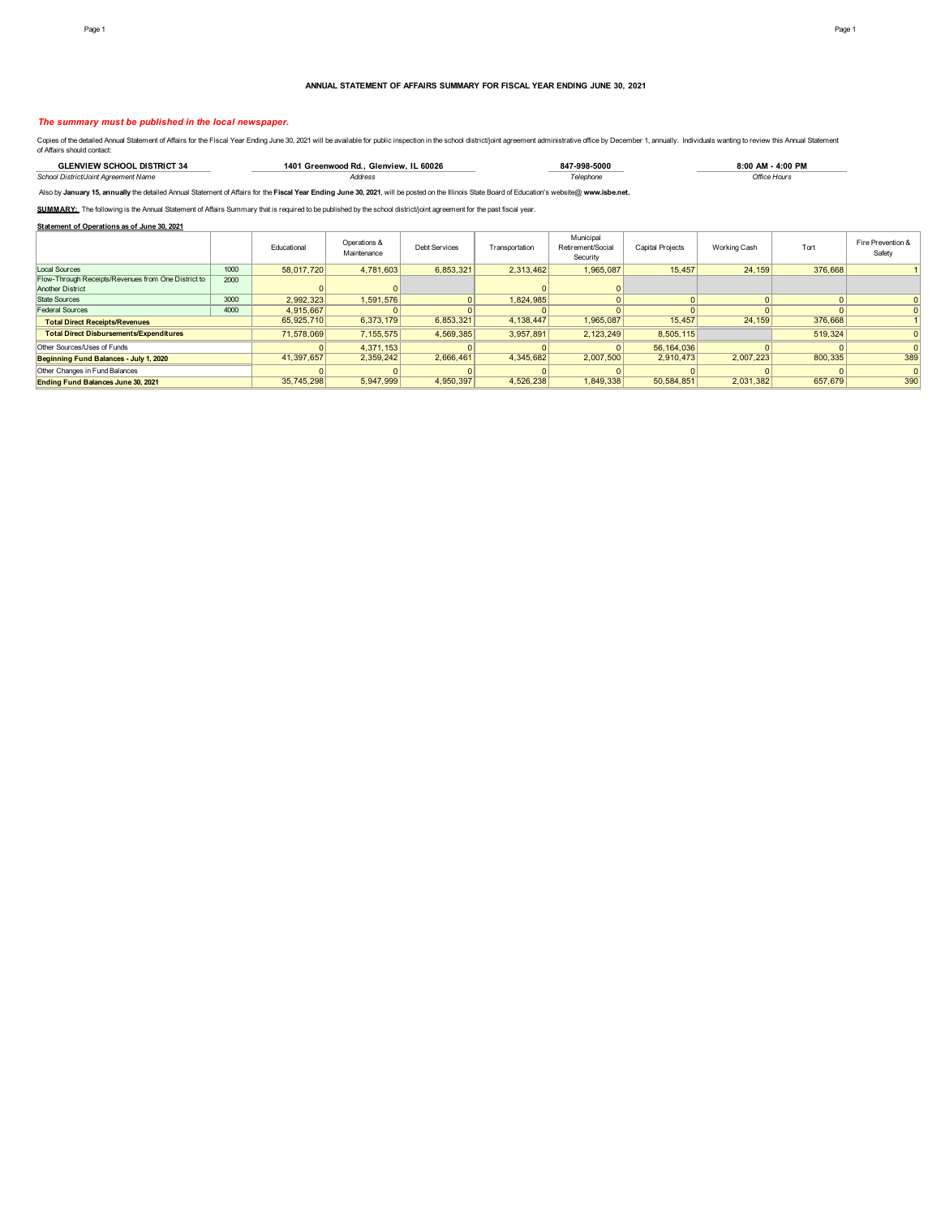### ANNUAL STATEMENT OF AFFAIRS SUMMARY FOR FISCAL YEAR ENDING JUNE 30, 2021

***The summary must be published in the local newspaper.***

Copies of the detailed Annual Statement of Affairs for the Fiscal Year Ending June 30, 2021 will be available for public inspection in the school district/joint agreement administrative office by December 1, annually. Individuals wanting to review this Annual Statement of Affairs should contact:

| **GLENVIEW SCHOOL DISTRICT 34** | **1401 Greenwood Rd., Glenview, IL 60026** | **847-998-5000** | **8:00 AM - 4:00 PM** |
|---|---|---|---|
| *School District/Joint Agreement Name* | *Address* | *Telephone* | *Office Hours* |

Also by **January 15, annually** the detailed Annual Statement of Affairs for the **Fiscal Year Ending June 30, 2021**, will be posted on the Illinois State Board of Education's website@ **www.isbe.net.**

**SUMMARY:** The following is the Annual Statement of Affairs Summary that is required to be published by the school district/joint agreement for the past fiscal year.

**Statement of Operations as of June 30, 2021**

| | | Educational | Operations & Maintenance | Debt Services | Transportation | Municipal Retirement/Social Security | Capital Projects | Working Cash | Tort | Fire Prevention & Safety |
|---|---|---|---|---|---|---|---|---|---|---|
| Local Sources | 1000 | 58,017,720 | 4,781,603 | 6,853,321 | 2,313,462 | 1,965,087 | 15,457 | 24,159 | 376,668 | 1 |
| Flow-Through Receipts/Revenues from One District to Another District | 2000 | 0 | 0 | | 0 | 0 | | | | |
| State Sources | 3000 | 2,992,323 | 1,591,576 | 0 | 1,824,985 | 0 | 0 | 0 | 0 | 0 |
| Federal Sources | 4000 | 4,915,667 | 0 | 0 | 0 | 0 | 0 | 0 | 0 | 0 |
| **Total Direct Receipts/Revenues** | | 65,925,710 | 6,373,179 | 6,853,321 | 4,138,447 | 1,965,087 | 15,457 | 24,159 | 376,668 | 1 |
| **Total Direct Disbursements/Expenditures** | | 71,578,069 | 7,155,575 | 4,569,385 | 3,957,891 | 2,123,249 | 8,505,115 | | 519,324 | 0 |
| Other Sources/Uses of Funds | | 0 | 4,371,153 | 0 | 0 | 0 | 56,164,036 | 0 | 0 | 0 |
| **Beginning Fund Balances - July 1, 2020** | | 41,397,657 | 2,359,242 | 2,666,461 | 4,345,682 | 2,007,500 | 2,910,473 | 2,007,223 | 800,335 | 389 |
| Other Changes in Fund Balances | | 0 | 0 | 0 | 0 | 0 | 0 | 0 | 0 | 0 |
| **Ending Fund Balances June 30, 2021** | | 35,745,298 | 5,947,999 | 4,950,397 | 4,526,238 | 1,849,338 | 50,584,851 | 2,031,382 | 657,679 | 390 |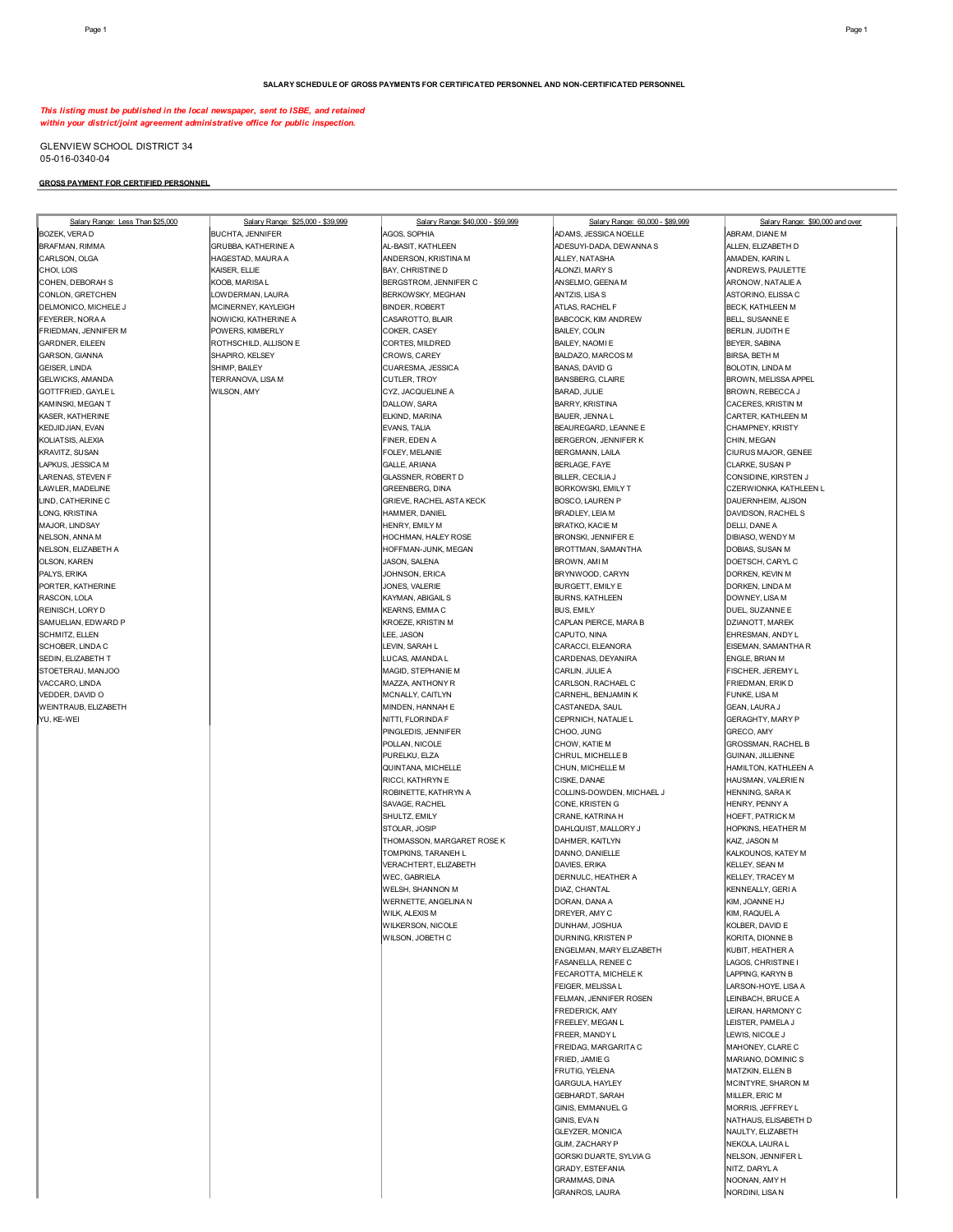**SALARY SCHEDULE OF GROSS PAYMENTS FOR CERTIFICATED PERSONNEL AND NON-CERTIFICATED PERSONNEL**

***This listing must be published in the local newspaper, sent to ISBE, and retained within your district/joint agreement administrative office for public inspection.***

GLENVIEW SCHOOL DISTRICT 34
05-016-0340-04

**GROSS PAYMENT FOR CERTIFIED PERSONNEL**

| Salary Range: Less Than $25,000 | Salary Range: $25,000 - $39,999 | Salary Range: $40,000 - $59,999 | Salary Range: 60,000 - $89,999 | Salary Range: $90,000 and over |
|---|---|---|---|---|
| BOZEK, VERA D | BUCHTA, JENNIFER | AGOS, SOPHIA | ADAMS, JESSICA NOELLE | ABRAM, DIANE M |
| BRAFMAN, RIMMA | GRUBBA, KATHERINE A | AL-BASIT, KATHLEEN | ADESUYI-DADA, DEWANNA S | ALLEN, ELIZABETH D |
| CARLSON, OLGA | HAGESTAD, MAURA A | ANDERSON, KRISTINA M | ALLEY, NATASHA | AMADEN, KARIN L |
| CHOI, LOIS | KAISER, ELLIE | BAY, CHRISTINE D | ALONZI, MARY S | ANDREWS, PAULETTE |
| COHEN, DEBORAH S | KOOB, MARISA L | BERGSTROM, JENNIFER C | ANSELMO, GEENA M | ARONOW, NATALIE A |
| CONLON, GRETCHEN | LOWDERMAN, LAURA | BERKOWSKY, MEGHAN | ANTZIS, LISA S | ASTORINO, ELISSA C |
| DELMONICO, MICHELE J | MCINERNEY, KAYLEIGH | BINDER, ROBERT | ATLAS, RACHEL F | BECK, KATHLEEN M |
| FEYERER, NORA A | NOWICKI, KATHERINE A | CASAROTTO, BLAIR | BABCOCK, KIM ANDREW | BELL, SUSANNE E |
| FRIEDMAN, JENNIFER M | POWERS, KIMBERLY | COKER, CASEY | BAILEY, COLIN | BERLIN, JUDITH E |
| GARDNER, EILEEN | ROTHSCHILD, ALLISON E | CORTES, MILDRED | BAILEY, NAOMI E | BEYER, SABINA |
| GARSON, GIANNA | SHAPIRO, KELSEY | CROWS, CAREY | BALDAZO, MARCOS M | BIRSA, BETH M |
| GEISER, LINDA | SHIMP, BAILEY | CUARESMA, JESSICA | BANAS, DAVID G | BOLOTIN, LINDA M |
| GELWICKS, AMANDA | TERRANOVA, LISA M | CUTLER, TROY | BANSBERG, CLAIRE | BROWN, MELISSA APPEL |
| GOTTFRIED, GAYLE L | WILSON, AMY | CYZ, JACQUELINE A | BARAD, JULIE | BROWN, REBECCA J |
| KAMINSKI, MEGAN T | | DALLOW, SARA | BARRY, KRISTINA | CACERES, KRISTIN M |
| KASER, KATHERINE | | ELKIND, MARINA | BAUER, JENNA L | CARTER, KATHLEEN M |
| KEDJIDJIAN, EVAN | | EVANS, TALIA | BEAUREGARD, LEANNE E | CHAMPNEY, KRISTY |
| KOLIATSIS, ALEXIA | | FINER, EDEN A | BERGERON, JENNIFER K | CHIN, MEGAN |
| KRAVITZ, SUSAN | | FOLEY, MELANIE | BERGMANN, LAILA | CIURUS MAJOR, GENEE |
| LAPKUS, JESSICA M | | GALLE, ARIANA | BERLAGE, FAYE | CLARKE, SUSAN P |
| LARENAS, STEVEN F | | GLASSNER, ROBERT D | BILLER, CECILIA J | CONSIDINE, KIRSTEN J |
| LAWLER, MADELINE | | GREENBERG, DINA | BORKOWSKI, EMILY T | CZERWIONKA, KATHLEEN L |
| LIND, CATHERINE C | | GRIEVE, RACHEL ASTA KECK | BOSCO, LAUREN P | DAUERNHEIM, ALISON |
| LONG, KRISTINA | | HAMMER, DANIEL | BRADLEY, LEIA M | DAVIDSON, RACHEL S |
| MAJOR, LINDSAY | | HENRY, EMILY M | BRATKO, KACIE M | DELLI, DANE A |
| NELSON, ANNA M | | HOCHMAN, HALEY ROSE | BRONSKI, JENNIFER E | DIBIASO, WENDY M |
| NELSON, ELIZABETH A | | HOFFMAN-JUNK, MEGAN | BROTTMAN, SAMANTHA | DOBIAS, SUSAN M |
| OLSON, KAREN | | JASON, SALENA | BROWN, AMI M | DOETSCH, CARYL C |
| PALYS, ERIKA | | JOHNSON, ERICA | BRYNWOOD, CARYN | DORKEN, KEVIN M |
| PORTER, KATHERINE | | JONES, VALERIE | BURGETT, EMILY E | DORKEN, LINDA M |
| RASCON, LOLA | | KAYMAN, ABIGAIL S | BURNS, KATHLEEN | DOWNEY, LISA M |
| REINISCH, LORY D | | KEARNS, EMMA C | BUS, EMILY | DUEL, SUZANNE E |
| SAMUELIAN, EDWARD P | | KROEZE, KRISTIN M | CAPLAN PIERCE, MARA B | DZIANOTT, MAREK |
| SCHMITZ, ELLEN | | LEE, JASON | CAPUTO, NINA | EHRESMAN, ANDY L |
| SCHOBER, LINDA C | | LEVIN, SARAH L | CARACCI, ELEANORA | EISEMAN, SAMANTHA R |
| SEDIN, ELIZABETH T | | LUCAS, AMANDA L | CARDENAS, DEYANIRA | ENGLE, BRIAN M |
| STOETERAU, MANJOO | | MAGID, STEPHANIE M | CARLIN, JULIE A | FISCHER, JEREMY L |
| VACCARO, LINDA | | MAZZA, ANTHONY R | CARLSON, RACHAEL C | FRIEDMAN, ERIK D |
| VEDDER, DAVID O | | MCNALLY, CAITLYN | CARNEHL, BENJAMIN K | FUNKE, LISA M |
| WEINTRAUB, ELIZABETH | | MINDEN, HANNAH E | CASTANEDA, SAUL | GEAN, LAURA J |
| YU, KE-WEI | | NITTI, FLORINDA F | CEPRNICH, NATALIE L | GERAGHTY, MARY P |
| | | PINGLEDIS, JENNIFER | CHOO, JUNG | GRECO, AMY |
| | | POLLAN, NICOLE | CHOW, KATIE M | GROSSMAN, RACHEL B |
| | | PURELKU, ELZA | CHRUL, MICHELLE B | GUINAN, JILLIENNE |
| | | QUINTANA, MICHELLE | CHUN, MICHELLE M | HAMILTON, KATHLEEN A |
| | | RICCI, KATHRYN E | CISKE, DANAE | HAUSMAN, VALERIE N |
| | | ROBINETTE, KATHRYN A | COLLINS-DOWDEN, MICHAEL J | HENNING, SARA K |
| | | SAVAGE, RACHEL | CONE, KRISTEN G | HENRY, PENNY A |
| | | SHULTZ, EMILY | CRANE, KATRINA H | HOEFT, PATRICK M |
| | | STOLAR, JOSIP | DAHLQUIST, MALLORY J | HOPKINS, HEATHER M |
| | | THOMASSON, MARGARET ROSE K | DAHMER, KAITLYN | KAIZ, JASON M |
| | | TOMPKINS, TARANEH L | DANNO, DANIELLE | KALKOUNOS, KATEY M |
| | | VERACHTERT, ELIZABETH | DAVIES, ERIKA | KELLEY, SEAN M |
| | | WEC, GABRIELA | DERNULC, HEATHER A | KELLEY, TRACEY M |
| | | WELSH, SHANNON M | DIAZ, CHANTAL | KENNEALLY, GERI A |
| | | WERNETTE, ANGELINA N | DORAN, DANA A | KIM, JOANNE HJ |
| | | WILK, ALEXIS M | DREYER, AMY C | KIM, RAQUEL A |
| | | WILKERSON, NICOLE | DUNHAM, JOSHUA | KOLBER, DAVID E |
| | | WILSON, JOBETH C | DURNING, KRISTEN P | KORITA, DIONNE B |
| | | | ENGELMAN, MARY ELIZABETH | KUBIT, HEATHER A |
| | | | FASANELLA, RENEE C | LAGOS, CHRISTINE I |
| | | | FECAROTTA, MICHELE K | LAPPING, KARYN B |
| | | | FEIGER, MELISSA L | LARSON-HOYE, LISA A |
| | | | FELMAN, JENNIFER ROSEN | LEINBACH, BRUCE A |
| | | | FREDERICK, AMY | LEIRAN, HARMONY C |
| | | | FREELEY, MEGAN L | LEISTER, PAMELA J |
| | | | FREER, MANDY L | LEWIS, NICOLE J |
| | | | FREIDAG, MARGARITA C | MAHONEY, CLARE C |
| | | | FRIED, JAMIE G | MARIANO, DOMINIC S |
| | | | FRUTIG, YELENA | MATZKIN, ELLEN B |
| | | | GARGULA, HAYLEY | MCINTYRE, SHARON M |
| | | | GEBHARDT, SARAH | MILLER, ERIC M |
| | | | GINIS, EMMANUEL G | MORRIS, JEFFREY L |
| | | | GINIS, EVA N | NATHAUS, ELISABETH D |
| | | | GLEYZER, MONICA | NAULTY, ELIZABETH |
| | | | GLIM, ZACHARY P | NEKOLA, LAURA L |
| | | | GORSKI DUARTE, SYLVIA G | NELSON, JENNIFER L |
| | | | GRADY, ESTEFANIA | NITZ, DARYL A |
| | | | GRAMMAS, DINA | NOONAN, AMY H |
| | | | GRANROS, LAURA | NORDINI, LISA N |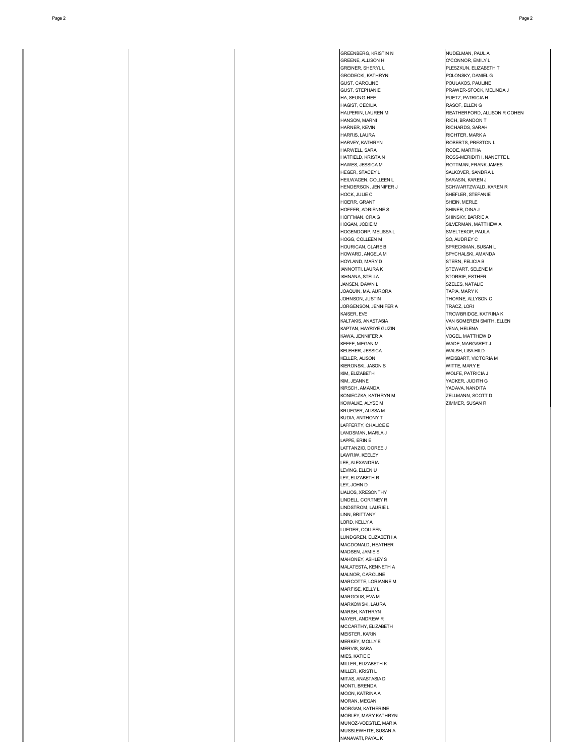GREENBERG, KRISTIN N
GREENE, ALLISON H
GREINER, SHERYL L
GRODECKI, KATHRYN
GUST, CAROLINE
GUST, STEPHANIE
HA, SEUNG-HEE
HAGIST, CECILIA
HALPERIN, LAUREN M
HANSON, MARNI
HARNER, KEVIN
HARRIS, LAURA
HARVEY, KATHRYN
HARWELL, SARA
HATFIELD, KRISTA N
HAWES, JESSICA M
HEGER, STACEY L
HEILWAGEN, COLLEEN L
HENDERSON, JENNIFER J
HOCK, JULIE C
HOERR, GRANT
HOFFER, ADRIENNE S
HOFFMAN, CRAIG
HOGAN, JODIE M
HOGENDORP, MELISSA L
HOGG, COLLEEN M
HOURICAN, CLARE B
HOWARD, ANGELA M
HOYLAND, MARY D
IANNOTTI, LAURA K
IKHNANA, STELLA
JANSEN, DAWN L
JOAQUIN, MA. AURORA
JOHNSON, JUSTIN
JORGENSON, JENNIFER A
KAISER, EVE
KALTAKIS, ANASTASIA
KAPTAN, HAYRIYE GUZIN
KAWA, JENNIFER A
KEEFE, MEGAN M
KELEHER, JESSICA
KELLER, ALISON
KIERONSKI, JASON S
KIM, ELIZABETH
KIM, JEANNE
KIRSCH, AMANDA
KONIECZKA, KATHRYN M
KOWALKE, ALYSE M
KRUEGER, ALISSA M
KUDIA, ANTHONY T
LAFFERTY, CHALICE E
LANDSMAN, MARLA J
LAPPE, ERIN E
LATTANZIO, DOREE J
LAWRIW, KEELEY
LEE, ALEXANDRIA
LEVING, ELLEN U
LEY, ELIZABETH R
LEY, JOHN D
LIALIOS, XRESONTHY
LINDELL, CORTNEY R
LINDSTROM, LAURIE L
LINN, BRITTANY
LORD, KELLY A
LUEDER, COLLEEN
LUNDGREN, ELIZABETH A
MACDONALD, HEATHER
MADSEN, JAMIE S
MAHONEY, ASHLEY S
MALATESTA, KENNETH A
MALNOR, CAROLINE
MARCOTTE, LORIANNE M
MARFISE, KELLY L
MARGOLIS, EVA M
MARKOWSKI, LAURA
MARSH, KATHRYN
MAYER, ANDREW R
MCCARTHY, ELIZABETH
MEISTER, KARIN
MERKEY, MOLLY E
MERVIS, SARA
MIES, KATIE E
MILLER, ELIZABETH K
MILLER, KRISTI L
MITAS, ANASTASIA D
MONTI, BRENDA
MOON, KATRINA A
MORAN, MEGAN
MORGAN, KATHERINE
MORLEY, MARY KATHRYN
MUNOZ-VOEGTLE, MARIA
MUSSLEWHITE, SUSAN A
NANAVATI, PAYAL K
NUDELMAN, PAUL A
O'CONNOR, EMILY L
PLESZKUN, ELIZABETH T
POLONSKY, DANIEL G
POULAKOS, PAULINE
PRAWER-STOCK, MELINDA J
PUETZ, PATRICIA H
RASOF, ELLEN G
REATHERFORD, ALLISON R COHEN
RICH, BRANDON T
RICHARDS, SARAH
RICHTER, MARK A
ROBERTS, PRESTON L
RODE, MARTHA
ROSS-MERIDITH, NANETTE L
ROTTMAN, FRANK JAMES
SALKOVER, SANDRA L
SARASIN, KAREN J
SCHWARTZWALD, KAREN R
SHEFLER, STEFANIE
SHEIN, MERLE
SHINER, DINA J
SHINSKY, BARRIE A
SILVERMAN, MATTHEW A
SMELTEKOP, PAULA
SO, AUDREY C
SPRECKMAN, SUSAN L
SPYCHALSKI, AMANDA
STERN, FELICIA B
STEWART, SELENE M
STORRIE, ESTHER
SZELES, NATALIE
TAPIA, MARY K
THORNE, ALLYSON C
TRACZ, LORI
TROWBRIDGE, KATRINA K
VAN SOMEREN SMITH, ELLEN
VENA, HELENA
VOGEL, MATTHEW D
WADE, MARGARET J
WALSH, LISA HILD
WEISBART, VICTORIA M
WITTE, MARY E
WOLFE, PATRICIA J
YACKER, JUDITH G
YADAVA, NANDITA
ZELLMANN, SCOTT D
ZIMMER, SUSAN R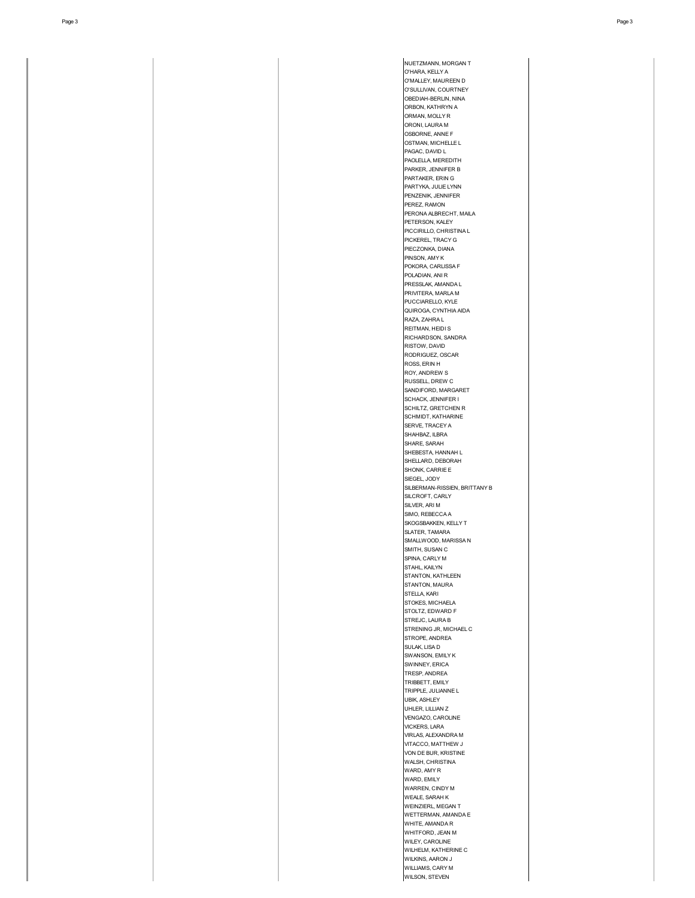NUETZMANN, MORGAN T
O'HARA, KELLY A
O'MALLEY, MAUREEN D
O'SULLIVAN, COURTNEY
OBEDIAH-BERLIN, NINA
ORBON, KATHRYN A
ORMAN, MOLLY R
ORONI, LAURA M
OSBORNE, ANNE F
OSTMAN, MICHELLE L
PAGAC, DAVID L
PAOLELLA, MEREDITH
PARKER, JENNIFER B
PARTAKER, ERIN G
PARTYKA, JULIE LYNN
PENZENIK, JENNIFER
PEREZ, RAMON
PERONA ALBRECHT, MAILA
PETERSON, KALEY
PICCIRILLO, CHRISTINA L
PICKEREL, TRACY G
PIECZONKA, DIANA
PINSON, AMY K
POKORA, CARLISSA F
POLADIAN, ANI R
PRESSLAK, AMANDA L
PRIVITERA, MARLA M
PUCCIARELLO, KYLE
QUIROGA, CYNTHIA AIDA
RAZA, ZAHRA L
REITMAN, HEIDI S
RICHARDSON, SANDRA
RISTOW, DAVID
RODRIGUEZ, OSCAR
ROSS, ERIN H
ROY, ANDREW S
RUSSELL, DREW C
SANDIFORD, MARGARET
SCHACK, JENNIFER I
SCHILTZ, GRETCHEN R
SCHMIDT, KATHARINE
SERVE, TRACEY A
SHAHBAZ, ILBRA
SHARE, SARAH
SHEBESTA, HANNAH L
SHELLARD, DEBORAH
SHONK, CARRIE E
SIEGEL, JODY
SILBERMAN-RISSIEN, BRITTANY B
SILCROFT, CARLY
SILVER, ARI M
SIMO, REBECCA A
SKOGSBAKKEN, KELLY T
SLATER, TAMARA
SMALLWOOD, MARISSA N
SMITH, SUSAN C
SPINA, CARLY M
STAHL, KAILYN
STANTON, KATHLEEN
STANTON, MAURA
STELLA, KARI
STOKES, MICHAELA
STOLTZ, EDWARD F
STREJC, LAURA B
STRENING JR, MICHAEL C
STROPE, ANDREA
SULAK, LISA D
SWANSON, EMILY K
SWINNEY, ERICA
TRESP, ANDREA
TRIBBETT, EMILY
TRIPPLE, JULIANNE L
UBIK, ASHLEY
UHLER, LILLIAN Z
VENGAZO, CAROLINE
VICKERS, LARA
VIRLAS, ALEXANDRA M
VITACCO, MATTHEW J
VON DE BUR, KRISTINE
WALSH, CHRISTINA
WARD, AMY R
WARD, EMILY
WARREN, CINDY M
WEALE, SARAH K
WEINZIERL, MEGAN T
WETTERMAN, AMANDA E
WHITE, AMANDA R
WHITFORD, JEAN M
WILEY, CAROLINE
WILHELM, KATHERINE C
WILKINS, AARON J
WILLIAMS, CARY M
WILSON, STEVEN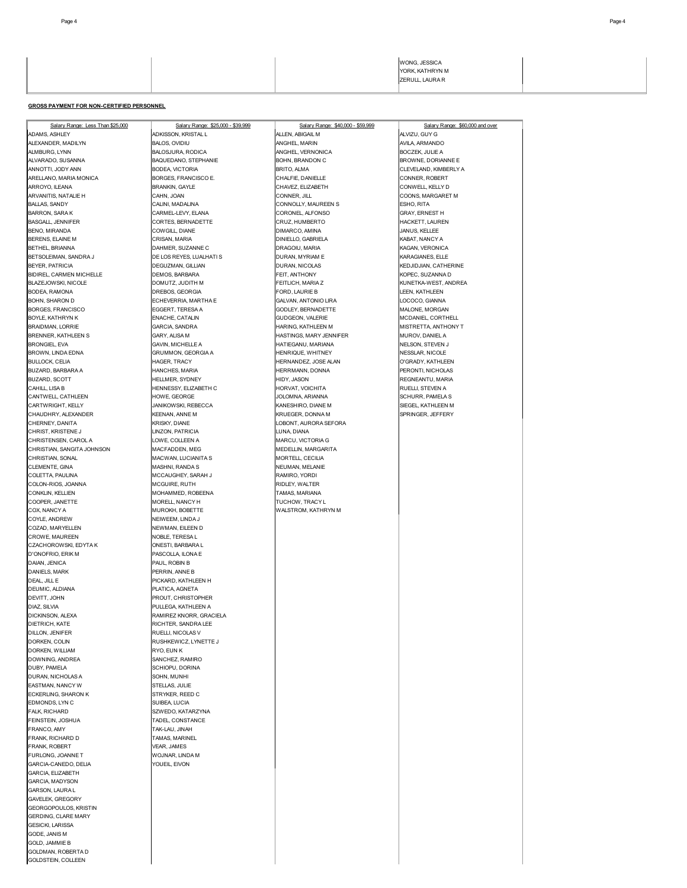| | | | | |
|---|---|---|---|---|
| | | | WONG, JESSICA<br>YORK, KATHRYN M<br>ZERULL, LAURA R | |

**GROSS PAYMENT FOR NON-CERTIFIED PERSONNEL**

| Salary Range: Less Than $25,000 | Salary Range: $25,000 - $39,999 | Salary Range: $40,000 - $59,999 | Salary Range: $60,000 and over |
|---|---|---|---|
| ADAMS, ASHLEY | ADKISSON, KRISTAL L | ALLEN, ABIGAIL M | ALVIZU, GUY G |
| ALEXANDER, MADILYN | BALOS, OVIDIU | ANGHEL, MARIN | AVILA, ARMANDO |
| ALMBURG, LYNN | BALOSJURA, RODICA | ANGHEL, VERNONICA | BOCZEK, JULIE A |
| ALVARADO, SUSANNA | BAQUEDANO, STEPHANIE | BOHN, BRANDON C | BROWNE, DORIANNE E |
| ANNOTTI, JODY ANN | BODEA, VICTORIA | BRITO, ALMA | CLEVELAND, KIMBERLY A |
| ARELLANO, MARIA MONICA | BORGES, FRANCISCO E. | CHALFIE, DANIELLE | CONNER, ROBERT |
| ARROYO, ILEANA | BRANKIN, GAYLE | CHAVEZ, ELIZABETH | CONWELL, KELLY D |
| ARVANITIS, NATALIE H | CAHN, JOAN | CONNER, JILL | COONS, MARGARET M |
| BALLAS, SANDY | CALINI, MADALINA | CONNOLLY, MAUREEN S | ESHO, RITA |
| BARRON, SARA K | CARMEL-LEVY, ELANA | CORONEL, ALFONSO | GRAY, ERNEST H |
| BASGALL, JENNIFER | CORTES, BERNADETTE | CRUZ, HUMBERTO | HACKETT, LAUREN |
| BENO, MIRANDA | COWGILL, DIANE | DIMARCO, AMINA | JANUS, KELLEE |
| BERENS, ELAINE M | CRISAN, MARIA | DINIELLO, GABRIELA | KABAT, NANCY A |
| BETHEL, BRIANNA | DAHMER, SUZANNE C | DRAGOIU, MARIA | KAGAN, VERONICA |
| BETSOLEIMAN, SANDRA J | DE LOS REYES, LUALHATI S | DURAN, MYRIAM E | KARAGIANES, ELLE |
| BEYER, PATRICIA | DEGUZMAN, GILLIAN | DURAN, NICOLAS | KEDJIDJIAN, CATHERINE |
| BIDIREL, CARMEN MICHELLE | DEMOS, BARBARA | FEIT, ANTHONY | KOPEC, SUZANNA D |
| BLAZEJOWSKI, NICOLE | DOMUTZ, JUDITH M | FEITLICH, MARIA Z | KUNETKA-WEST, ANDREA |
| BODEA, RAMONA | DREBOS, GEORGIA | FORD, LAURIE B | LEEN, KATHLEEN |
| BOHN, SHARON D | ECHEVERRIA, MARTHA E | GALVAN, ANTONIO LIRA | LOCOCO, GIANNA |
| BORGES, FRANCISCO | EGGERT, TERESA A | GODLEY, BERNADETTE | MALONE, MORGAN |
| BOYLE, KATHRYN K | ENACHE, CATALIN | GUDGEON, VALERIE | MCDANIEL, CORTHELL |
| BRAIDMAN, LORRIE | GARCIA, SANDRA | HARING, KATHLEEN M | MISTRETTA, ANTHONY T |
| BRENNER, KATHLEEN S | GARY, ALISA M | HASTINGS, MARY JENNIFER | MUROV, DANIEL A |
| BRONGIEL, EVA | GAVIN, MICHELLE A | HATIEGANU, MARIANA | NELSON, STEVEN J |
| BROWN, LINDA EDNA | GRUMMON, GEORGIA A | HENRIQUE, WHITNEY | NESSLAR, NICOLE |
| BULLOCK, CELIA | HAGER, TRACY | HERNANDEZ, JOSE ALAN | O'GRADY, KATHLEEN |
| BUZARD, BARBARA A | HANCHES, MARIA | HERRMANN, DONNA | PERONTI, NICHOLAS |
| BUZARD, SCOTT | HELLMER, SYDNEY | HIDY, JASON | REGNEANTU, MARIA |
| CAHILL, LISA B | HENNESSY, ELIZABETH C | HORVAT, VOICHITA | RUELLI, STEVEN A |
| CANTWELL, CATHLEEN | HOWE, GEORGE | JOLOMNA, ARIANNA | SCHURR, PAMELA S |
| CARTWRIGHT, KELLY | JANIKOWSKI, REBECCA | KANESHIRO, DIANE M | SIEGEL, KATHLEEN M |
| CHAUDHRY, ALEXANDER | KEENAN, ANNE M | KRUEGER, DONNA M | SPRINGER, JEFFERY |
| CHERNEY, DANITA | KRISKY, DIANE | LOBONT, AURORA SEFORA | |
| CHRIST, KRISTENE J | LINZON, PATRICIA | LUNA, DIANA | |
| CHRISTENSEN, CAROL A | LOWE, COLLEEN A | MARCU, VICTORIA G | |
| CHRISTIAN, SANGITA JOHNSON | MACFADDEN, MEG | MEDELLIN, MARGARITA | |
| CHRISTIAN, SONAL | MACWAN, LUCIANITA S | MORTELL, CECILIA | |
| CLEMENTE, GINA | MASHNI, RANDA S | NEUMAN, MELANIE | |
| COLETTA, PAULINA | MCCAUGHEY, SARAH J | RAMIRO, YORDI | |
| COLON-RIOS, JOANNA | MCGUIRE, RUTH | RIDLEY, WALTER | |
| CONKLIN, KELLIEN | MOHAMMED, ROBEENA | TAMAS, MARIANA | |
| COOPER, JANETTE | MORELL, NANCY H | TUCHOW, TRACY L | |
| COX, NANCY A | MUROKH, BOBETTE | WALSTROM, KATHRYN M | |
| COYLE, ANDREW | NEIWEEM, LINDA J | | |
| COZAD, MARYELLEN | NEWMAN, EILEEN D | | |
| CROWE, MAUREEN | NOBLE, TERESA L | | |
| CZACHOROWSKI, EDYTA K | ONESTI, BARBARA L | | |
| D'ONOFRIO, ERIK M | PASCOLLA, ILONA E | | |
| DAIAN, JENICA | PAUL, ROBIN B | | |
| DANIELS, MARK | PERRIN, ANNE B | | |
| DEAL, JILL E | PICKARD, KATHLEEN H | | |
| DEUMIC, ALDIANA | PLATICA, AGNETA | | |
| DEVITT, JOHN | PROUT, CHRISTOPHER | | |
| DIAZ, SILVIA | PULLEGA, KATHLEEN A | | |
| DICKINSON, ALEXA | RAMIREZ KNORR, GRACIELA | | |
| DIETRICH, KATE | RICHTER, SANDRA LEE | | |
| DILLON, JENIFER | RUELLI, NICOLAS V | | |
| DORKEN, COLIN | RUSHKEWICZ, LYNETTE J | | |
| DORKEN, WILLIAM | RYO, EUN K | | |
| DOWNING, ANDREA | SANCHEZ, RAMIRO | | |
| DUBY, PAMELA | SCHIOPU, DORINA | | |
| DURAN, NICHOLAS A | SOHN, MUNHI | | |
| EASTMAN, NANCY W | STELLAS, JULIE | | |
| ECKERLING, SHARON K | STRYKER, REED C | | |
| EDMONDS, LYN C | SUIBEA, LUCIA | | |
| FALK, RICHARD | SZWEDO, KATARZYNA | | |
| FEINSTEIN, JOSHUA | TADEL, CONSTANCE | | |
| FRANCO, AMY | TAK-LAU, JINAH | | |
| FRANK, RICHARD D | TAMAS, MARINEL | | |
| FRANK, ROBERT | VEAR, JAMES | | |
| FURLONG, JOANNE T | WOJNAR, LINDA M | | |
| GARCIA-CANEDO, DELIA | YOUEIL, EIVON | | |
| GARCIA, ELIZABETH | | | |
| GARCIA, MADYSON | | | |
| GARSON, LAURA L | | | |
| GAVELEK, GREGORY | | | |
| GEORGOPOULOS, KRISTIN | | | |
| GERDING, CLARE MARY | | | |
| GESICKI, LARISSA | | | |
| GODE, JANIS M | | | |
| GOLD, JAMMIE B | | | |
| GOLDMAN, ROBERTA D | | | |
| GOLDSTEIN, COLLEEN | | | |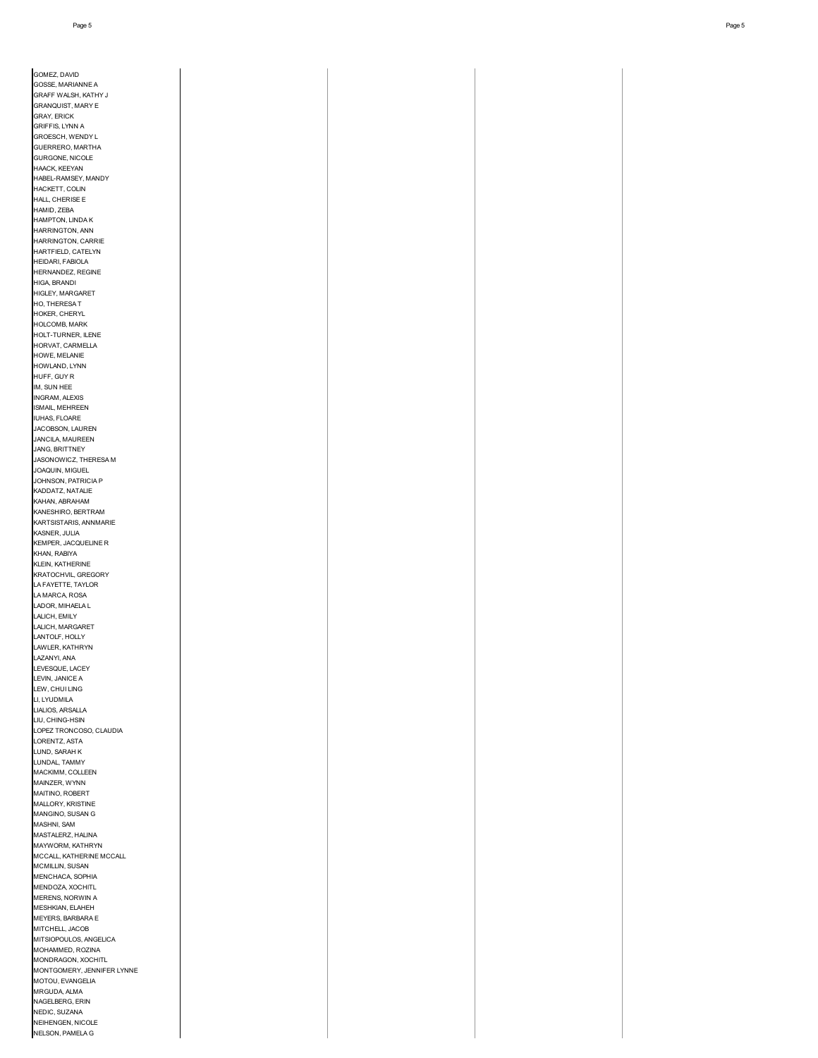GOMEZ, DAVID
GOSSE, MARIANNE A
GRAFF WALSH, KATHY J
GRANQUIST, MARY E
GRAY, ERICK
GRIFFIS, LYNN A
GROESCH, WENDY L
GUERRERO, MARTHA
GURGONE, NICOLE
HAACK, KEEYAN
HABEL-RAMSEY, MANDY
HACKETT, COLIN
HALL, CHERISE E
HAMID, ZEBA
HAMPTON, LINDA K
HARRINGTON, ANN
HARRINGTON, CARRIE
HARTFIELD, CATELYN
HEIDARI, FABIOLA
HERNANDEZ, REGINE
HIGA, BRANDI
HIGLEY, MARGARET
HO, THERESA T
HOKER, CHERYL
HOLCOMB, MARK
HOLT-TURNER, ILENE
HORVAT, CARMELLA
HOWE, MELANIE
HOWLAND, LYNN
HUFF, GUY R
IM, SUN HEE
INGRAM, ALEXIS
ISMAIL, MEHREEN
IUHAS, FLOARE
JACOBSON, LAUREN
JANCILA, MAUREEN
JANG, BRITTNEY
JASONOWICZ, THERESA M
JOAQUIN, MIGUEL
JOHNSON, PATRICIA P
KADDATZ, NATALIE
KAHAN, ABRAHAM
KANESHIRO, BERTRAM
KARTSISTARIS, ANNMARIE
KASNER, JULIA
KEMPER, JACQUELINE R
KHAN, RABIYA
KLEIN, KATHERINE
KRATOCHVIL, GREGORY
LA FAYETTE, TAYLOR
LA MARCA, ROSA
LADOR, MIHAELA L
LALICH, EMILY
LALICH, MARGARET
LANTOLF, HOLLY
LAWLER, KATHRYN
LAZANYI, ANA
LEVESQUE, LACEY
LEVIN, JANICE A
LEW, CHUI LING
LI, LYUDMILA
LIALIOS, ARSALLA
LIU, CHING-HSIN
LOPEZ TRONCOSO, CLAUDIA
LORENTZ, ASTA
LUND, SARAH K
LUNDAL, TAMMY
MACKIMM, COLLEEN
MAINZER, WYNN
MAITINO, ROBERT
MALLORY, KRISTINE
MANGINO, SUSAN G
MASHNI, SAM
MASTALERZ, HALINA
MAYWORM, KATHRYN
MCCALL, KATHERINE MCCALL
MCMILLIN, SUSAN
MENCHACA, SOPHIA
MENDOZA, XOCHITL
MERENS, NORWIN A
MESHKIAN, ELAHEH
MEYERS, BARBARA E
MITCHELL, JACOB
MITSIOPOULOS, ANGELICA
MOHAMMED, ROZINA
MONDRAGON, XOCHITL
MONTGOMERY, JENNIFER LYNNE
MOTOU, EVANGELIA
MRGUDA, ALMA
NAGELBERG, ERIN
NEDIC, SUZANA
NEIHENGEN, NICOLE
NELSON, PAMELA G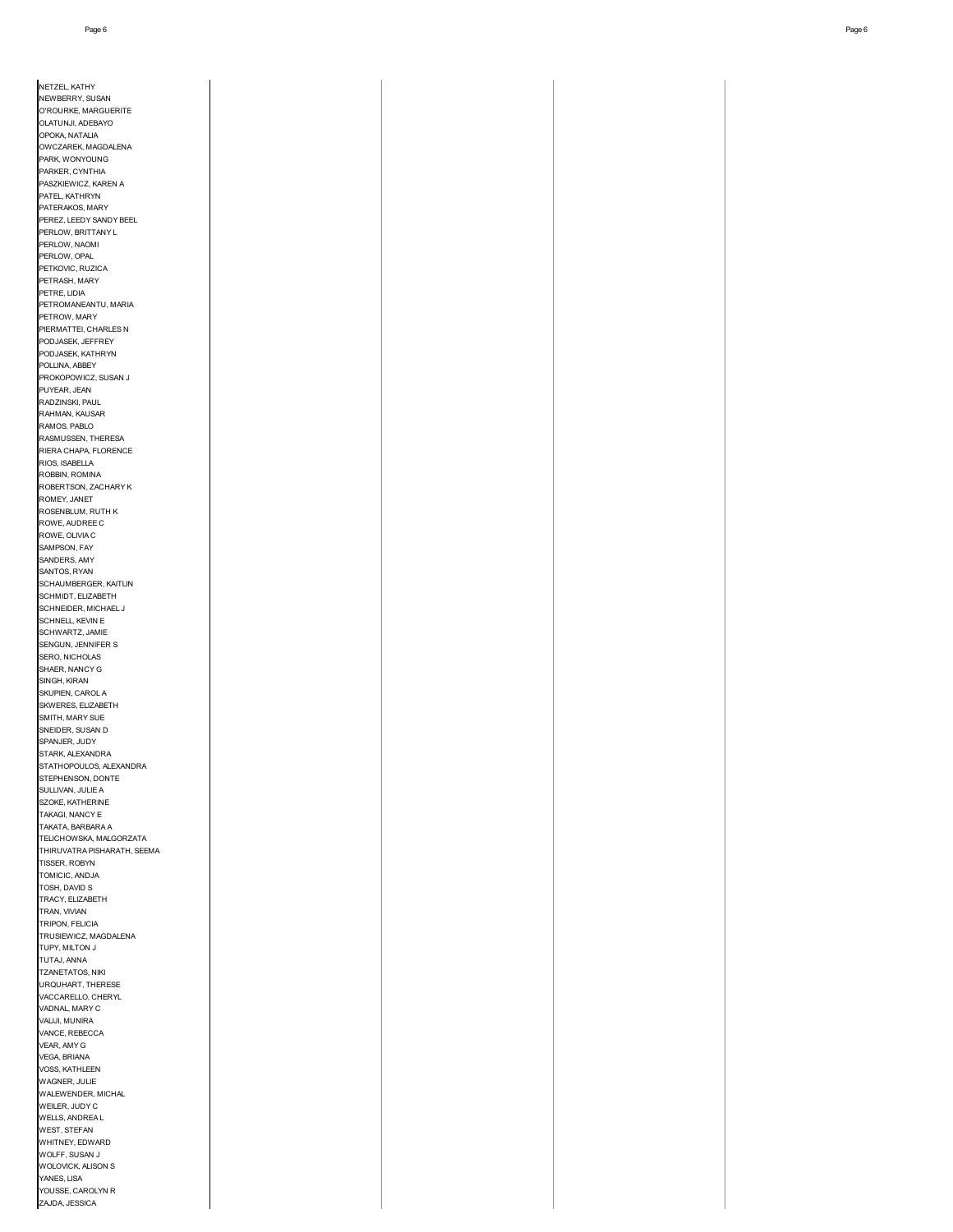NETZEL, KATHY
NEWBERRY, SUSAN
O'ROURKE, MARGUERITE
OLATUNJI, ADEBAYO
OPOKA, NATALIA
OWCZAREK, MAGDALENA
PARK, WONYOUNG
PARKER, CYNTHIA
PASZKIEWICZ, KAREN A
PATEL, KATHRYN
PATERAKOS, MARY
PEREZ, LEEDY SANDY BEEL
PERLOW, BRITTANY L
PERLOW, NAOMI
PERLOW, OPAL
PETKOVIC, RUZICA
PETRASH, MARY
PETRE, LIDIA
PETROMANEANTU, MARIA
PETROW, MARY
PIERMATTEI, CHARLES N
PODJASEK, JEFFREY
PODJASEK, KATHRYN
POLLINA, ABBEY
PROKOPOWICZ, SUSAN J
PUYEAR, JEAN
RADZINSKI, PAUL
RAHMAN, KAUSAR
RAMOS, PABLO
RASMUSSEN, THERESA
RIERA CHAPA, FLORENCE
RIOS, ISABELLA
ROBBIN, ROMINA
ROBERTSON, ZACHARY K
ROMEY, JANET
ROSENBLUM, RUTH K
ROWE, AUDREE C
ROWE, OLIVIA C
SAMPSON, FAY
SANDERS, AMY
SANTOS, RYAN
SCHAUMBERGER, KAITLIN
SCHMIDT, ELIZABETH
SCHNEIDER, MICHAEL J
SCHNELL, KEVIN E
SCHWARTZ, JAMIE
SENGUN, JENNIFER S
SERO, NICHOLAS
SHAER, NANCY G
SINGH, KIRAN
SKUPIEN, CAROL A
SKWERES, ELIZABETH
SMITH, MARY SUE
SNEIDER, SUSAN D
SPANJER, JUDY
STARK, ALEXANDRA
STATHOPOULOS, ALEXANDRA
STEPHENSON, DONTE
SULLIVAN, JULIE A
SZOKE, KATHERINE
TAKAGI, NANCY E
TAKATA, BARBARA A
TELICHOWSKA, MALGORZATA
THIRUVATRA PISHARATH, SEEMA
TISSER, ROBYN
TOMICIC, ANDJA
TOSH, DAVID S
TRACY, ELIZABETH
TRAN, VIVIAN
TRIPON, FELICIA
TRUSIEWICZ, MAGDALENA
TUPY, MILTON J
TUTAJ, ANNA
TZANETATOS, NIKI
URQUHART, THERESE
VACCARELLO, CHERYL
VADNAL, MARY C
VALIJI, MUNIRA
VANCE, REBECCA
VEAR, AMY G
VEGA, BRIANA
VOSS, KATHLEEN
WAGNER, JULIE
WALEWENDER, MICHAL
WEILER, JUDY C
WELLS, ANDREA L
WEST, STEFAN
WHITNEY, EDWARD
WOLFF, SUSAN J
WOLOVICK, ALISON S
YANES, LISA
YOUSSE, CAROLYN R
ZAJDA, JESSICA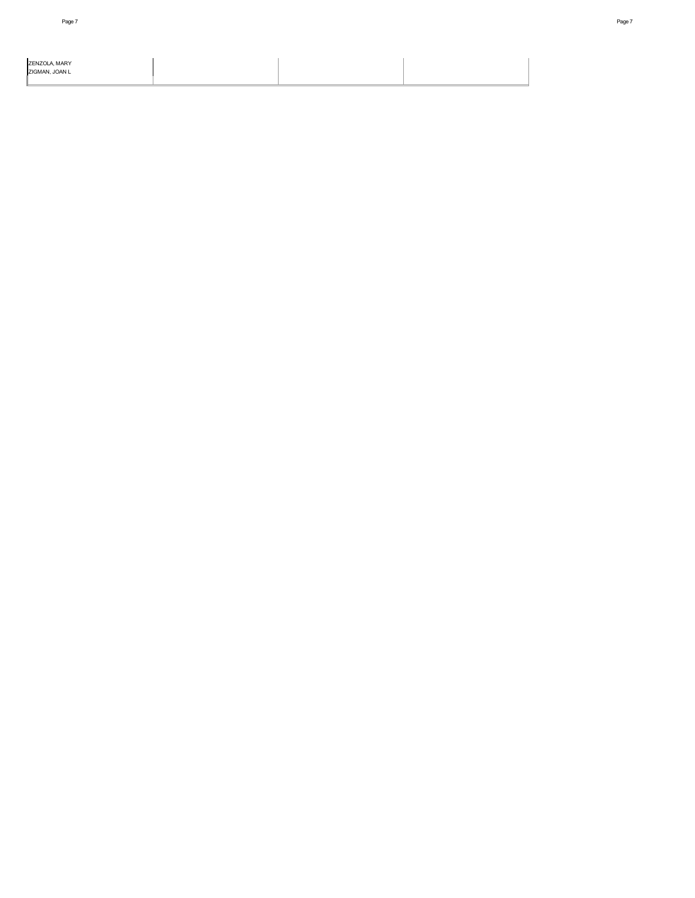| | | | |
|---|---|---|---|
| ZENZOLA, MARY<br>ZIGMAN, JOAN L | | | |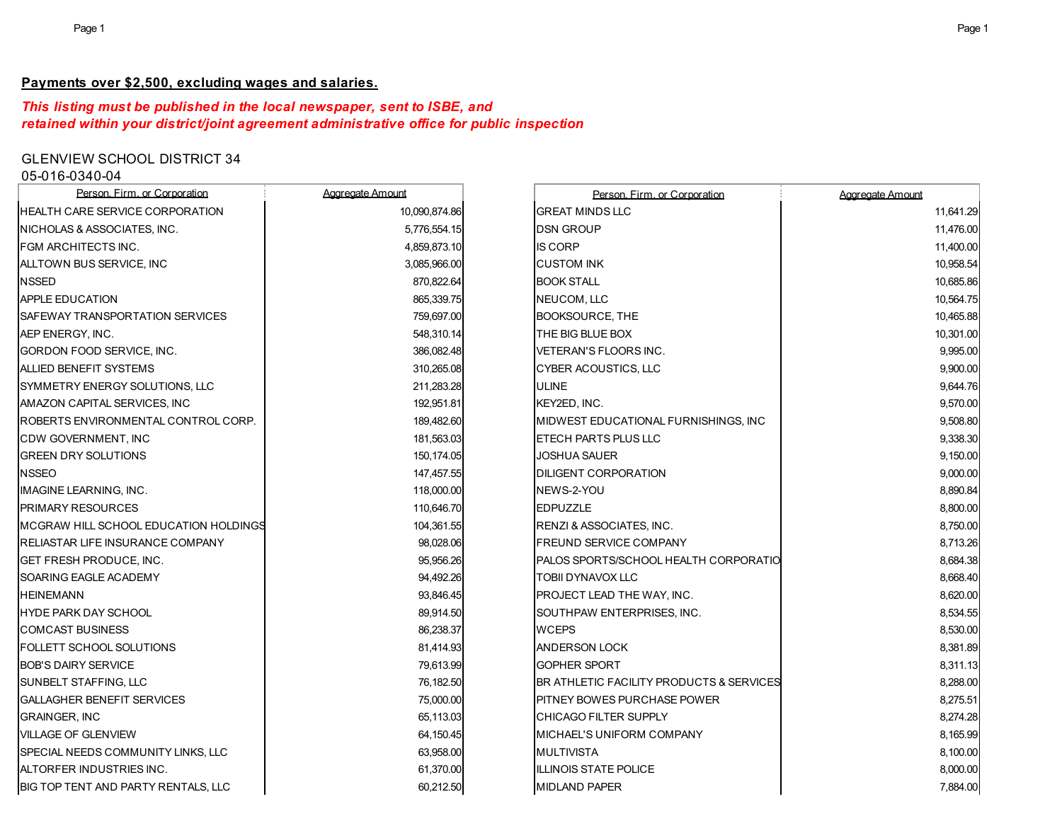**Payments over $2,500, excluding wages and salaries.**

***This listing must be published in the local newspaper, sent to ISBE, and retained within your district/joint agreement administrative office for public inspection***

GLENVIEW SCHOOL DISTRICT 34
05-016-0340-04

| Person, Firm, or Corporation | Aggregate Amount |
|---|---|
| HEALTH CARE SERVICE CORPORATION | 10,090,874.86 |
| NICHOLAS & ASSOCIATES, INC. | 5,776,554.15 |
| FGM ARCHITECTS INC. | 4,859,873.10 |
| ALLTOWN BUS SERVICE, INC | 3,085,966.00 |
| NSSED | 870,822.64 |
| APPLE EDUCATION | 865,339.75 |
| SAFEWAY TRANSPORTATION SERVICES | 759,697.00 |
| AEP ENERGY, INC. | 548,310.14 |
| GORDON FOOD SERVICE, INC. | 386,082.48 |
| ALLIED BENEFIT SYSTEMS | 310,265.08 |
| SYMMETRY ENERGY SOLUTIONS, LLC | 211,283.28 |
| AMAZON CAPITAL SERVICES, INC | 192,951.81 |
| ROBERTS ENVIRONMENTAL CONTROL CORP. | 189,482.60 |
| CDW GOVERNMENT, INC | 181,563.03 |
| GREEN DRY SOLUTIONS | 150,174.05 |
| NSSEO | 147,457.55 |
| IMAGINE LEARNING, INC. | 118,000.00 |
| PRIMARY RESOURCES | 110,646.70 |
| MCGRAW HILL SCHOOL EDUCATION HOLDINGS | 104,361.55 |
| RELIASTAR LIFE INSURANCE COMPANY | 98,028.06 |
| GET FRESH PRODUCE, INC. | 95,956.26 |
| SOARING EAGLE ACADEMY | 94,492.26 |
| HEINEMANN | 93,846.45 |
| HYDE PARK DAY SCHOOL | 89,914.50 |
| COMCAST BUSINESS | 86,238.37 |
| FOLLETT SCHOOL SOLUTIONS | 81,414.93 |
| BOB'S DAIRY SERVICE | 79,613.99 |
| SUNBELT STAFFING, LLC | 76,182.50 |
| GALLAGHER BENEFIT SERVICES | 75,000.00 |
| GRAINGER, INC | 65,113.03 |
| VILLAGE OF GLENVIEW | 64,150.45 |
| SPECIAL NEEDS COMMUNITY LINKS, LLC | 63,958.00 |
| ALTORFER INDUSTRIES INC. | 61,370.00 |
| BIG TOP TENT AND PARTY RENTALS, LLC | 60,212.50 |
| GREAT MINDS LLC | 11,641.29 |
| DSN GROUP | 11,476.00 |
| IS CORP | 11,400.00 |
| CUSTOM INK | 10,958.54 |
| BOOK STALL | 10,685.86 |
| NEUCOM, LLC | 10,564.75 |
| BOOKSOURCE, THE | 10,465.88 |
| THE BIG BLUE BOX | 10,301.00 |
| VETERAN'S FLOORS INC. | 9,995.00 |
| CYBER ACOUSTICS, LLC | 9,900.00 |
| ULINE | 9,644.76 |
| KEY2ED, INC. | 9,570.00 |
| MIDWEST EDUCATIONAL FURNISHINGS, INC | 9,508.80 |
| ETECH PARTS PLUS LLC | 9,338.30 |
| JOSHUA SAUER | 9,150.00 |
| DILIGENT CORPORATION | 9,000.00 |
| NEWS-2-YOU | 8,890.84 |
| EDPUZZLE | 8,800.00 |
| RENZI & ASSOCIATES, INC. | 8,750.00 |
| FREUND SERVICE COMPANY | 8,713.26 |
| PALOS SPORTS/SCHOOL HEALTH CORPORATIO | 8,684.38 |
| TOBII DYNAVOX LLC | 8,668.40 |
| PROJECT LEAD THE WAY, INC. | 8,620.00 |
| SOUTHPAW ENTERPRISES, INC. | 8,534.55 |
| WCEPS | 8,530.00 |
| ANDERSON LOCK | 8,381.89 |
| GOPHER SPORT | 8,311.13 |
| BR ATHLETIC FACILITY PRODUCTS & SERVICES | 8,288.00 |
| PITNEY BOWES PURCHASE POWER | 8,275.51 |
| CHICAGO FILTER SUPPLY | 8,274.28 |
| MICHAEL'S UNIFORM COMPANY | 8,165.99 |
| MULTIVISTA | 8,100.00 |
| ILLINOIS STATE POLICE | 8,000.00 |
| MIDLAND PAPER | 7,884.00 |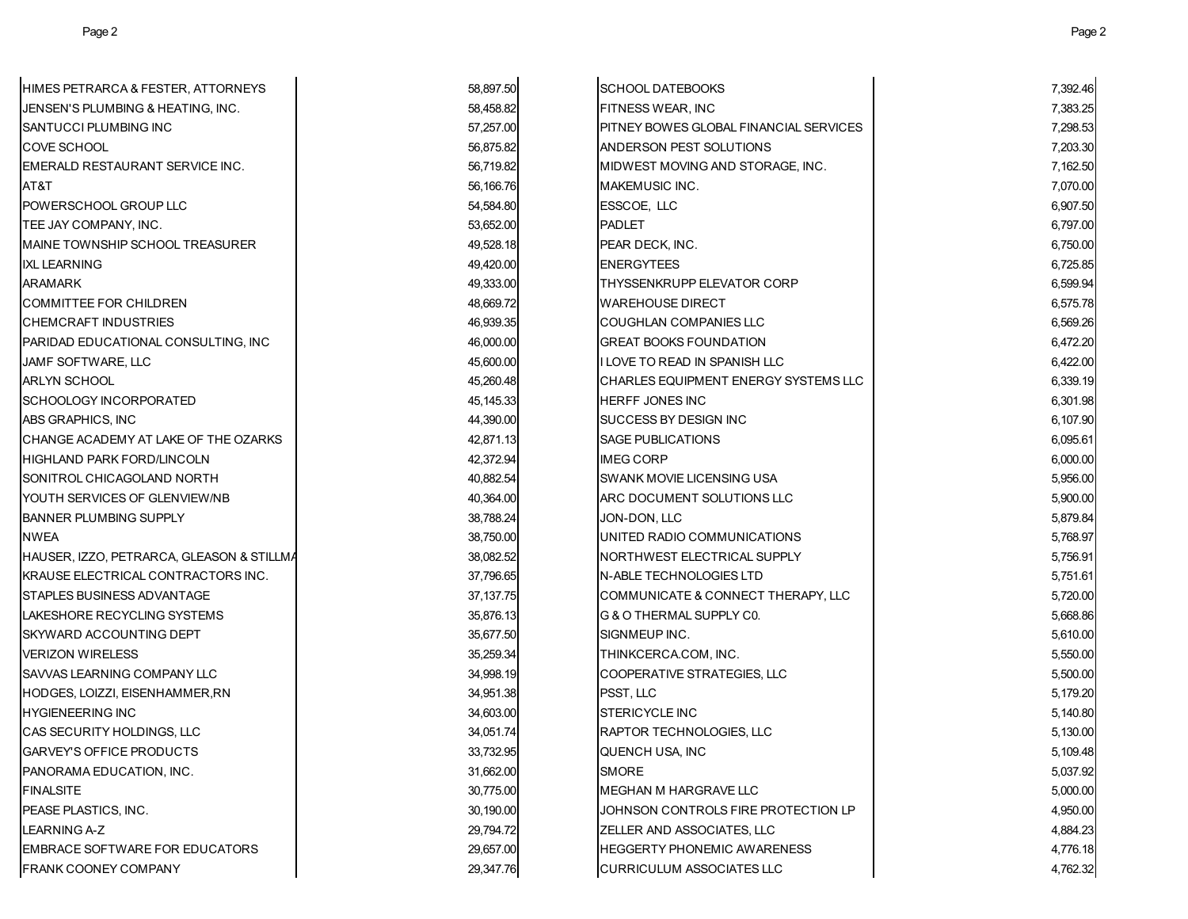| Vendor | Amount |
|---|---|
| HIMES PETRARCA & FESTER, ATTORNEYS | 58,897.50 |
| JENSEN'S PLUMBING & HEATING, INC. | 58,458.82 |
| SANTUCCI PLUMBING INC | 57,257.00 |
| COVE SCHOOL | 56,875.82 |
| EMERALD RESTAURANT SERVICE INC. | 56,719.82 |
| AT&T | 56,166.76 |
| POWERSCHOOL GROUP LLC | 54,584.80 |
| TEE JAY COMPANY, INC. | 53,652.00 |
| MAINE TOWNSHIP SCHOOL TREASURER | 49,528.18 |
| IXL LEARNING | 49,420.00 |
| ARAMARK | 49,333.00 |
| COMMITTEE FOR CHILDREN | 48,669.72 |
| CHEMCRAFT INDUSTRIES | 46,939.35 |
| PARIDAD EDUCATIONAL CONSULTING, INC | 46,000.00 |
| JAMF SOFTWARE, LLC | 45,600.00 |
| ARLYN SCHOOL | 45,260.48 |
| SCHOOLOGY INCORPORATED | 45,145.33 |
| ABS GRAPHICS, INC | 44,390.00 |
| CHANGE ACADEMY AT LAKE OF THE OZARKS | 42,871.13 |
| HIGHLAND PARK FORD/LINCOLN | 42,372.94 |
| SONITROL CHICAGOLAND NORTH | 40,882.54 |
| YOUTH SERVICES OF GLENVIEW/NB | 40,364.00 |
| BANNER PLUMBING SUPPLY | 38,788.24 |
| NWEA | 38,750.00 |
| HAUSER, IZZO, PETRARCA, GLEASON & STILLMA | 38,082.52 |
| KRAUSE ELECTRICAL CONTRACTORS INC. | 37,796.65 |
| STAPLES BUSINESS ADVANTAGE | 37,137.75 |
| LAKESHORE RECYCLING SYSTEMS | 35,876.13 |
| SKYWARD ACCOUNTING DEPT | 35,677.50 |
| VERIZON WIRELESS | 35,259.34 |
| SAVVAS LEARNING COMPANY LLC | 34,998.19 |
| HODGES, LOIZZI, EISENHAMMER,RN | 34,951.38 |
| HYGIENEERING INC | 34,603.00 |
| CAS SECURITY HOLDINGS, LLC | 34,051.74 |
| GARVEY'S OFFICE PRODUCTS | 33,732.95 |
| PANORAMA EDUCATION, INC. | 31,662.00 |
| FINALSITE | 30,775.00 |
| PEASE PLASTICS, INC. | 30,190.00 |
| LEARNING A-Z | 29,794.72 |
| EMBRACE SOFTWARE FOR EDUCATORS | 29,657.00 |
| FRANK COONEY COMPANY | 29,347.76 |
| SCHOOL DATEBOOKS | 7,392.46 |
| FITNESS WEAR, INC | 7,383.25 |
| PITNEY BOWES GLOBAL FINANCIAL SERVICES | 7,298.53 |
| ANDERSON PEST SOLUTIONS | 7,203.30 |
| MIDWEST MOVING AND STORAGE, INC. | 7,162.50 |
| MAKEMUSIC INC. | 7,070.00 |
| ESSCOE, LLC | 6,907.50 |
| PADLET | 6,797.00 |
| PEAR DECK, INC. | 6,750.00 |
| ENERGYTEES | 6,725.85 |
| THYSSENKRUPP ELEVATOR CORP | 6,599.94 |
| WAREHOUSE DIRECT | 6,575.78 |
| COUGHLAN COMPANIES LLC | 6,569.26 |
| GREAT BOOKS FOUNDATION | 6,472.20 |
| I LOVE TO READ IN SPANISH LLC | 6,422.00 |
| CHARLES EQUIPMENT ENERGY SYSTEMS LLC | 6,339.19 |
| HERFF JONES INC | 6,301.98 |
| SUCCESS BY DESIGN INC | 6,107.90 |
| SAGE PUBLICATIONS | 6,095.61 |
| IMEG CORP | 6,000.00 |
| SWANK MOVIE LICENSING USA | 5,956.00 |
| ARC DOCUMENT SOLUTIONS LLC | 5,900.00 |
| JON-DON, LLC | 5,879.84 |
| UNITED RADIO COMMUNICATIONS | 5,768.97 |
| NORTHWEST ELECTRICAL SUPPLY | 5,756.91 |
| N-ABLE TECHNOLOGIES LTD | 5,751.61 |
| COMMUNICATE & CONNECT THERAPY, LLC | 5,720.00 |
| G & O THERMAL SUPPLY C0. | 5,668.86 |
| SIGNMEUP INC. | 5,610.00 |
| THINKCERCA.COM, INC. | 5,550.00 |
| COOPERATIVE STRATEGIES, LLC | 5,500.00 |
| PSST, LLC | 5,179.20 |
| STERICYCLE INC | 5,140.80 |
| RAPTOR TECHNOLOGIES, LLC | 5,130.00 |
| QUENCH USA, INC | 5,109.48 |
| SMORE | 5,037.92 |
| MEGHAN M HARGRAVE LLC | 5,000.00 |
| JOHNSON CONTROLS FIRE PROTECTION LP | 4,950.00 |
| ZELLER AND ASSOCIATES, LLC | 4,884.23 |
| HEGGERTY PHONEMIC AWARENESS | 4,776.18 |
| CURRICULUM ASSOCIATES LLC | 4,762.32 |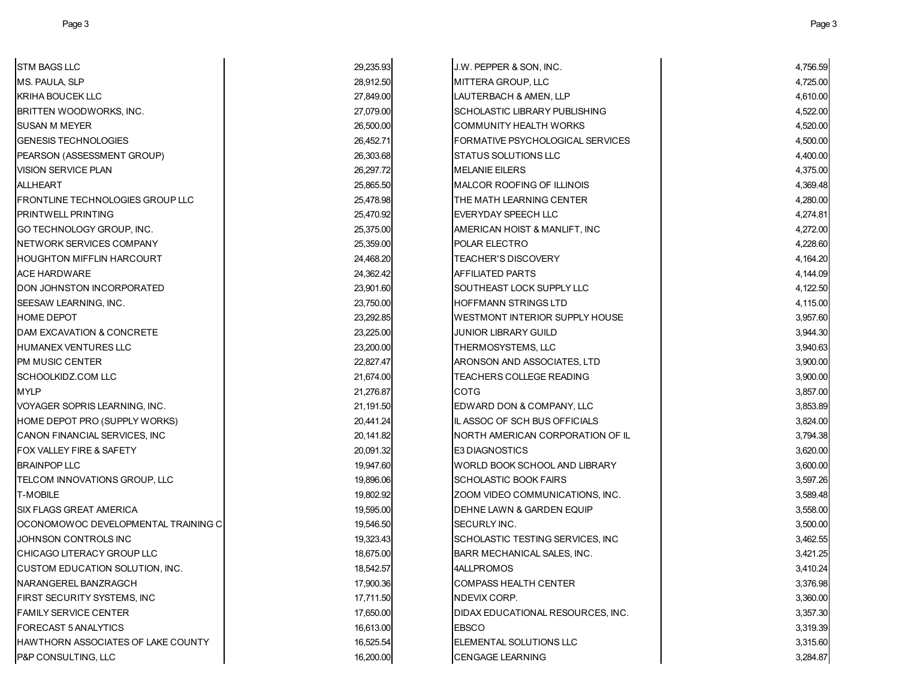| Vendor | Amount |
|---|---|
| STM BAGS LLC | 29,235.93 |
| MS. PAULA, SLP | 28,912.50 |
| KRIHA BOUCEK LLC | 27,849.00 |
| BRITTEN WOODWORKS, INC. | 27,079.00 |
| SUSAN M MEYER | 26,500.00 |
| GENESIS TECHNOLOGIES | 26,452.71 |
| PEARSON (ASSESSMENT GROUP) | 26,303.68 |
| VISION SERVICE PLAN | 26,297.72 |
| ALLHEART | 25,865.50 |
| FRONTLINE TECHNOLOGIES GROUP LLC | 25,478.98 |
| PRINTWELL PRINTING | 25,470.92 |
| GO TECHNOLOGY GROUP, INC. | 25,375.00 |
| NETWORK SERVICES COMPANY | 25,359.00 |
| HOUGHTON MIFFLIN HARCOURT | 24,468.20 |
| ACE HARDWARE | 24,362.42 |
| DON JOHNSTON INCORPORATED | 23,901.60 |
| SEESAW LEARNING, INC. | 23,750.00 |
| HOME DEPOT | 23,292.85 |
| DAM EXCAVATION & CONCRETE | 23,225.00 |
| HUMANEX VENTURES LLC | 23,200.00 |
| PM MUSIC CENTER | 22,827.47 |
| SCHOOLKIDZ.COM LLC | 21,674.00 |
| MYLP | 21,276.87 |
| VOYAGER SOPRIS LEARNING, INC. | 21,191.50 |
| HOME DEPOT PRO (SUPPLY WORKS) | 20,441.24 |
| CANON FINANCIAL SERVICES, INC | 20,141.82 |
| FOX VALLEY FIRE & SAFETY | 20,091.32 |
| BRAINPOP LLC | 19,947.60 |
| TELCOM INNOVATIONS GROUP, LLC | 19,896.06 |
| T-MOBILE | 19,802.92 |
| SIX FLAGS GREAT AMERICA | 19,595.00 |
| OCONOMOWOC DEVELOPMENTAL TRAINING C | 19,546.50 |
| JOHNSON CONTROLS INC | 19,323.43 |
| CHICAGO LITERACY GROUP LLC | 18,675.00 |
| CUSTOM EDUCATION SOLUTION, INC. | 18,542.57 |
| NARANGEREL BANZRAGCH | 17,900.36 |
| FIRST SECURITY SYSTEMS, INC | 17,711.50 |
| FAMILY SERVICE CENTER | 17,650.00 |
| FORECAST 5 ANALYTICS | 16,613.00 |
| HAWTHORN ASSOCIATES OF LAKE COUNTY | 16,525.54 |
| P&P CONSULTING, LLC | 16,200.00 |
| J.W. PEPPER & SON, INC. | 4,756.59 |
| MITTERA GROUP, LLC | 4,725.00 |
| LAUTERBACH & AMEN, LLP | 4,610.00 |
| SCHOLASTIC LIBRARY PUBLISHING | 4,522.00 |
| COMMUNITY HEALTH WORKS | 4,520.00 |
| FORMATIVE PSYCHOLOGICAL SERVICES | 4,500.00 |
| STATUS SOLUTIONS LLC | 4,400.00 |
| MELANIE EILERS | 4,375.00 |
| MALCOR ROOFING OF ILLINOIS | 4,369.48 |
| THE MATH LEARNING CENTER | 4,280.00 |
| EVERYDAY SPEECH LLC | 4,274.81 |
| AMERICAN HOIST & MANLIFT, INC | 4,272.00 |
| POLAR ELECTRO | 4,228.60 |
| TEACHER'S DISCOVERY | 4,164.20 |
| AFFILIATED PARTS | 4,144.09 |
| SOUTHEAST LOCK SUPPLY LLC | 4,122.50 |
| HOFFMANN STRINGS LTD | 4,115.00 |
| WESTMONT INTERIOR SUPPLY HOUSE | 3,957.60 |
| JUNIOR LIBRARY GUILD | 3,944.30 |
| THERMOSYSTEMS, LLC | 3,940.63 |
| ARONSON AND ASSOCIATES, LTD | 3,900.00 |
| TEACHERS COLLEGE READING | 3,900.00 |
| COTG | 3,857.00 |
| EDWARD DON & COMPANY, LLC | 3,853.89 |
| IL ASSOC OF SCH BUS OFFICIALS | 3,824.00 |
| NORTH AMERICAN CORPORATION OF IL | 3,794.38 |
| E3 DIAGNOSTICS | 3,620.00 |
| WORLD BOOK SCHOOL AND LIBRARY | 3,600.00 |
| SCHOLASTIC BOOK FAIRS | 3,597.26 |
| ZOOM VIDEO COMMUNICATIONS, INC. | 3,589.48 |
| DEHNE LAWN & GARDEN EQUIP | 3,558.00 |
| SECURLY INC. | 3,500.00 |
| SCHOLASTIC TESTING SERVICES, INC | 3,462.55 |
| BARR MECHANICAL SALES, INC. | 3,421.25 |
| 4ALLPROMOS | 3,410.24 |
| COMPASS HEALTH CENTER | 3,376.98 |
| NDEVIX CORP. | 3,360.00 |
| DIDAX EDUCATIONAL RESOURCES, INC. | 3,357.30 |
| EBSCO | 3,319.39 |
| ELEMENTAL SOLUTIONS LLC | 3,315.60 |
| CENGAGE LEARNING | 3,284.87 |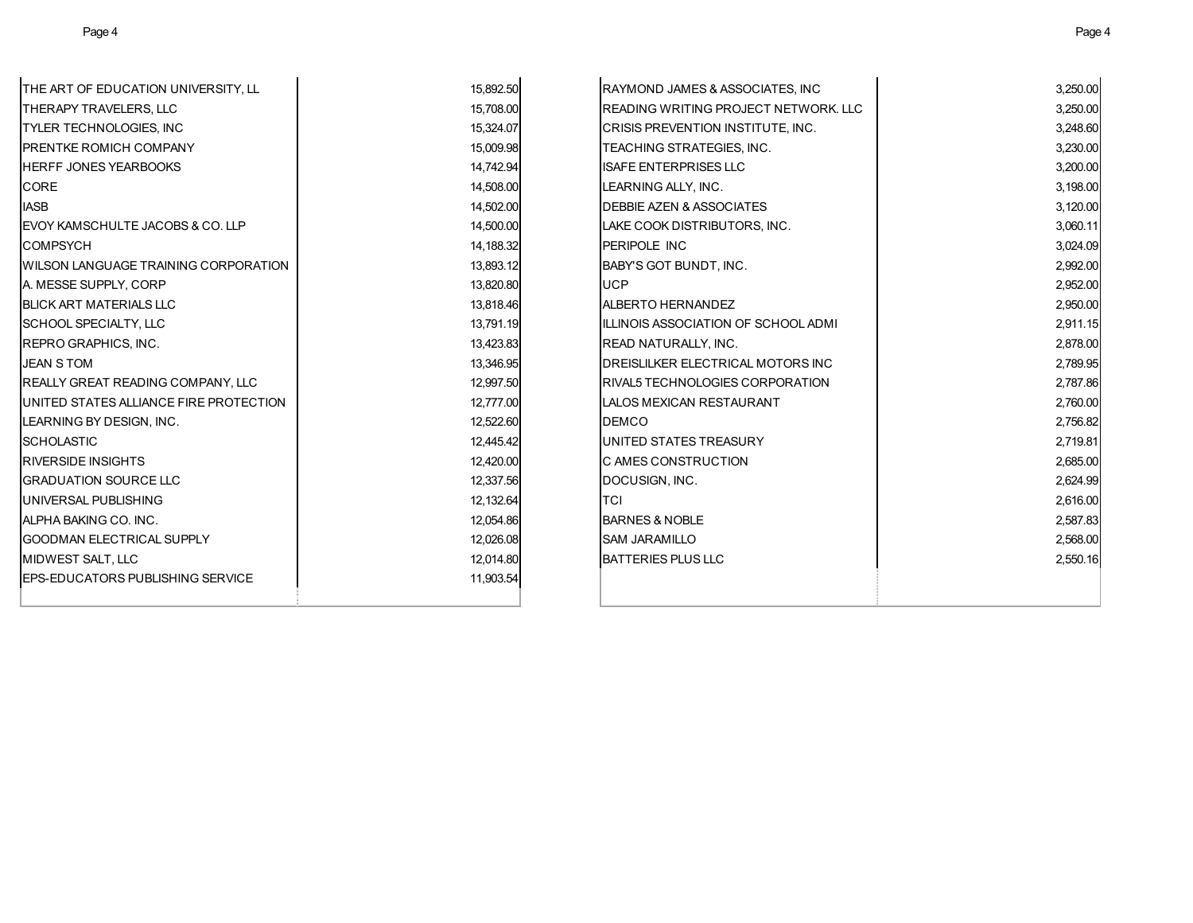| | |
|---|---|
| THE ART OF EDUCATION UNIVERSITY, LL | 15,892.50 |
| THERAPY TRAVELERS, LLC | 15,708.00 |
| TYLER TECHNOLOGIES, INC | 15,324.07 |
| PRENTKE ROMICH COMPANY | 15,009.98 |
| HERFF JONES YEARBOOKS | 14,742.94 |
| CORE | 14,508.00 |
| IASB | 14,502.00 |
| EVOY KAMSCHULTE JACOBS & CO. LLP | 14,500.00 |
| COMPSYCH | 14,188.32 |
| WILSON LANGUAGE TRAINING CORPORATION | 13,893.12 |
| A. MESSE SUPPLY, CORP | 13,820.80 |
| BLICK ART MATERIALS LLC | 13,818.46 |
| SCHOOL SPECIALTY, LLC | 13,791.19 |
| REPRO GRAPHICS, INC. | 13,423.83 |
| JEAN S TOM | 13,346.95 |
| REALLY GREAT READING COMPANY, LLC | 12,997.50 |
| UNITED STATES ALLIANCE FIRE PROTECTION | 12,777.00 |
| LEARNING BY DESIGN, INC. | 12,522.60 |
| SCHOLASTIC | 12,445.42 |
| RIVERSIDE INSIGHTS | 12,420.00 |
| GRADUATION SOURCE LLC | 12,337.56 |
| UNIVERSAL PUBLISHING | 12,132.64 |
| ALPHA BAKING CO. INC. | 12,054.86 |
| GOODMAN ELECTRICAL SUPPLY | 12,026.08 |
| MIDWEST SALT, LLC | 12,014.80 |
| EPS-EDUCATORS PUBLISHING SERVICE | 11,903.54 |
| RAYMOND JAMES & ASSOCIATES, INC | 3,250.00 |
| READING WRITING PROJECT NETWORK. LLC | 3,250.00 |
| CRISIS PREVENTION INSTITUTE, INC. | 3,248.60 |
| TEACHING STRATEGIES, INC. | 3,230.00 |
| ISAFE ENTERPRISES LLC | 3,200.00 |
| LEARNING ALLY, INC. | 3,198.00 |
| DEBBIE AZEN & ASSOCIATES | 3,120.00 |
| LAKE COOK DISTRIBUTORS, INC. | 3,060.11 |
| PERIPOLE INC | 3,024.09 |
| BABY'S GOT BUNDT, INC. | 2,992.00 |
| UCP | 2,952.00 |
| ALBERTO HERNANDEZ | 2,950.00 |
| ILLINOIS ASSOCIATION OF SCHOOL ADMI | 2,911.15 |
| READ NATURALLY, INC. | 2,878.00 |
| DREISLILKER ELECTRICAL MOTORS INC | 2,789.95 |
| RIVAL5 TECHNOLOGIES CORPORATION | 2,787.86 |
| LALOS MEXICAN RESTAURANT | 2,760.00 |
| DEMCO | 2,756.82 |
| UNITED STATES TREASURY | 2,719.81 |
| C AMES CONSTRUCTION | 2,685.00 |
| DOCUSIGN, INC. | 2,624.99 |
| TCI | 2,616.00 |
| BARNES & NOBLE | 2,587.83 |
| SAM JARAMILLO | 2,568.00 |
| BATTERIES PLUS LLC | 2,550.16 |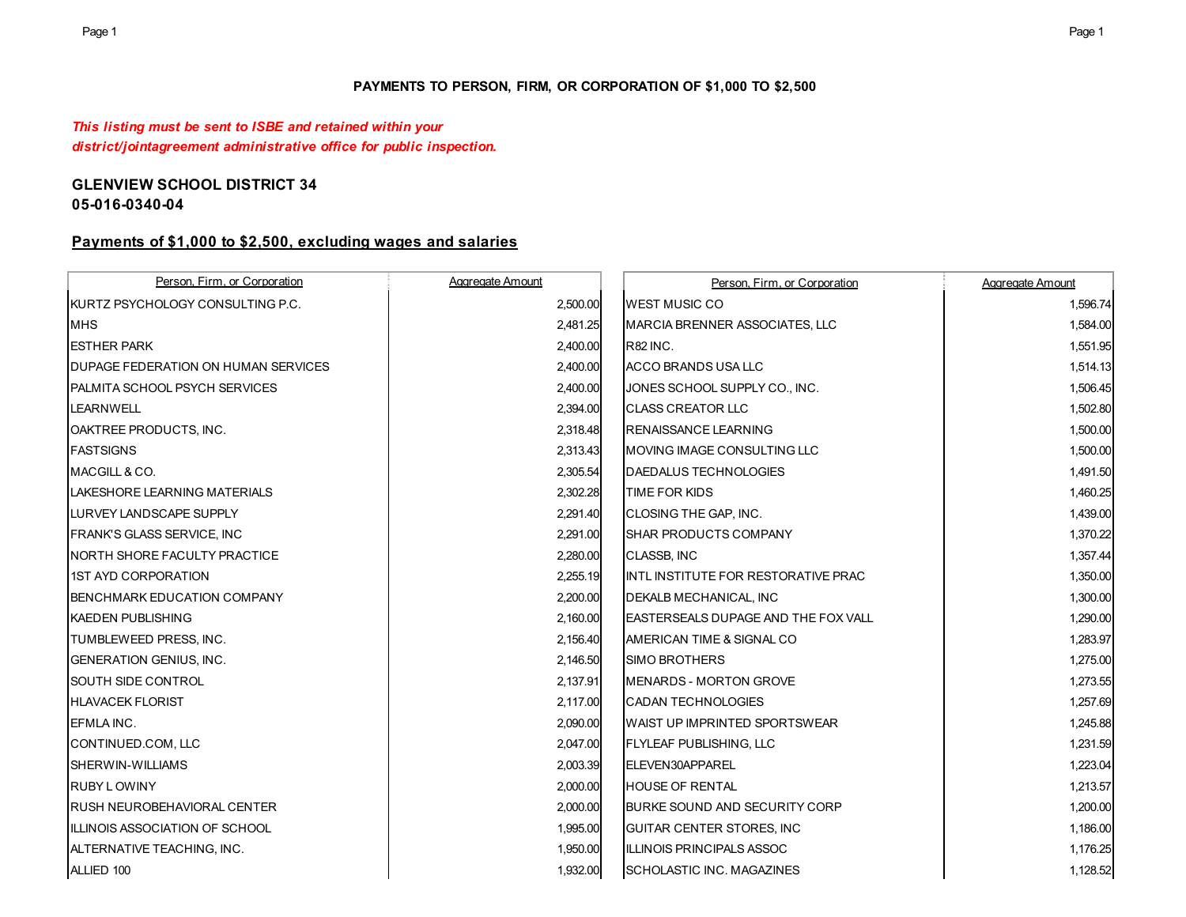**PAYMENTS TO PERSON, FIRM, OR CORPORATION OF $1,000 TO $2,500**

*This listing must be sent to ISBE and retained within your district/jointagreement administrative office for public inspection.*

**GLENVIEW SCHOOL DISTRICT 34**
**05-016-0340-04**

## Payments of $1,000 to $2,500, excluding wages and salaries

| Person, Firm, or Corporation | Aggregate Amount |
|---|---|
| KURTZ PSYCHOLOGY CONSULTING P.C. | 2,500.00 |
| MHS | 2,481.25 |
| ESTHER PARK | 2,400.00 |
| DUPAGE FEDERATION ON HUMAN SERVICES | 2,400.00 |
| PALMITA SCHOOL PSYCH SERVICES | 2,400.00 |
| LEARNWELL | 2,394.00 |
| OAKTREE PRODUCTS, INC. | 2,318.48 |
| FASTSIGNS | 2,313.43 |
| MACGILL & CO. | 2,305.54 |
| LAKESHORE LEARNING MATERIALS | 2,302.28 |
| LURVEY LANDSCAPE SUPPLY | 2,291.40 |
| FRANK'S GLASS SERVICE, INC | 2,291.00 |
| NORTH SHORE FACULTY PRACTICE | 2,280.00 |
| 1ST AYD CORPORATION | 2,255.19 |
| BENCHMARK EDUCATION COMPANY | 2,200.00 |
| KAEDEN PUBLISHING | 2,160.00 |
| TUMBLEWEED PRESS, INC. | 2,156.40 |
| GENERATION GENIUS, INC. | 2,146.50 |
| SOUTH SIDE CONTROL | 2,137.91 |
| HLAVACEK FLORIST | 2,117.00 |
| EFMLA INC. | 2,090.00 |
| CONTINUED.COM, LLC | 2,047.00 |
| SHERWIN-WILLIAMS | 2,003.39 |
| RUBY L OWINY | 2,000.00 |
| RUSH NEUROBEHAVIORAL CENTER | 2,000.00 |
| ILLINOIS ASSOCIATION OF SCHOOL | 1,995.00 |
| ALTERNATIVE TEACHING, INC. | 1,950.00 |
| ALLIED 100 | 1,932.00 |
| WEST MUSIC CO | 1,596.74 |
| MARCIA BRENNER ASSOCIATES, LLC | 1,584.00 |
| R82 INC. | 1,551.95 |
| ACCO BRANDS USA LLC | 1,514.13 |
| JONES SCHOOL SUPPLY CO., INC. | 1,506.45 |
| CLASS CREATOR LLC | 1,502.80 |
| RENAISSANCE LEARNING | 1,500.00 |
| MOVING IMAGE CONSULTING LLC | 1,500.00 |
| DAEDALUS TECHNOLOGIES | 1,491.50 |
| TIME FOR KIDS | 1,460.25 |
| CLOSING THE GAP, INC. | 1,439.00 |
| SHAR PRODUCTS COMPANY | 1,370.22 |
| CLASSB, INC | 1,357.44 |
| INTL INSTITUTE FOR RESTORATIVE PRAC | 1,350.00 |
| DEKALB MECHANICAL, INC | 1,300.00 |
| EASTERSEALS DUPAGE AND THE FOX VALL | 1,290.00 |
| AMERICAN TIME & SIGNAL CO | 1,283.97 |
| SIMO BROTHERS | 1,275.00 |
| MENARDS - MORTON GROVE | 1,273.55 |
| CADAN TECHNOLOGIES | 1,257.69 |
| WAIST UP IMPRINTED SPORTSWEAR | 1,245.88 |
| FLYLEAF PUBLISHING, LLC | 1,231.59 |
| ELEVEN30APPAREL | 1,223.04 |
| HOUSE OF RENTAL | 1,213.57 |
| BURKE SOUND AND SECURITY CORP | 1,200.00 |
| GUITAR CENTER STORES, INC | 1,186.00 |
| ILLINOIS PRINCIPALS ASSOC | 1,176.25 |
| SCHOLASTIC INC. MAGAZINES | 1,128.52 |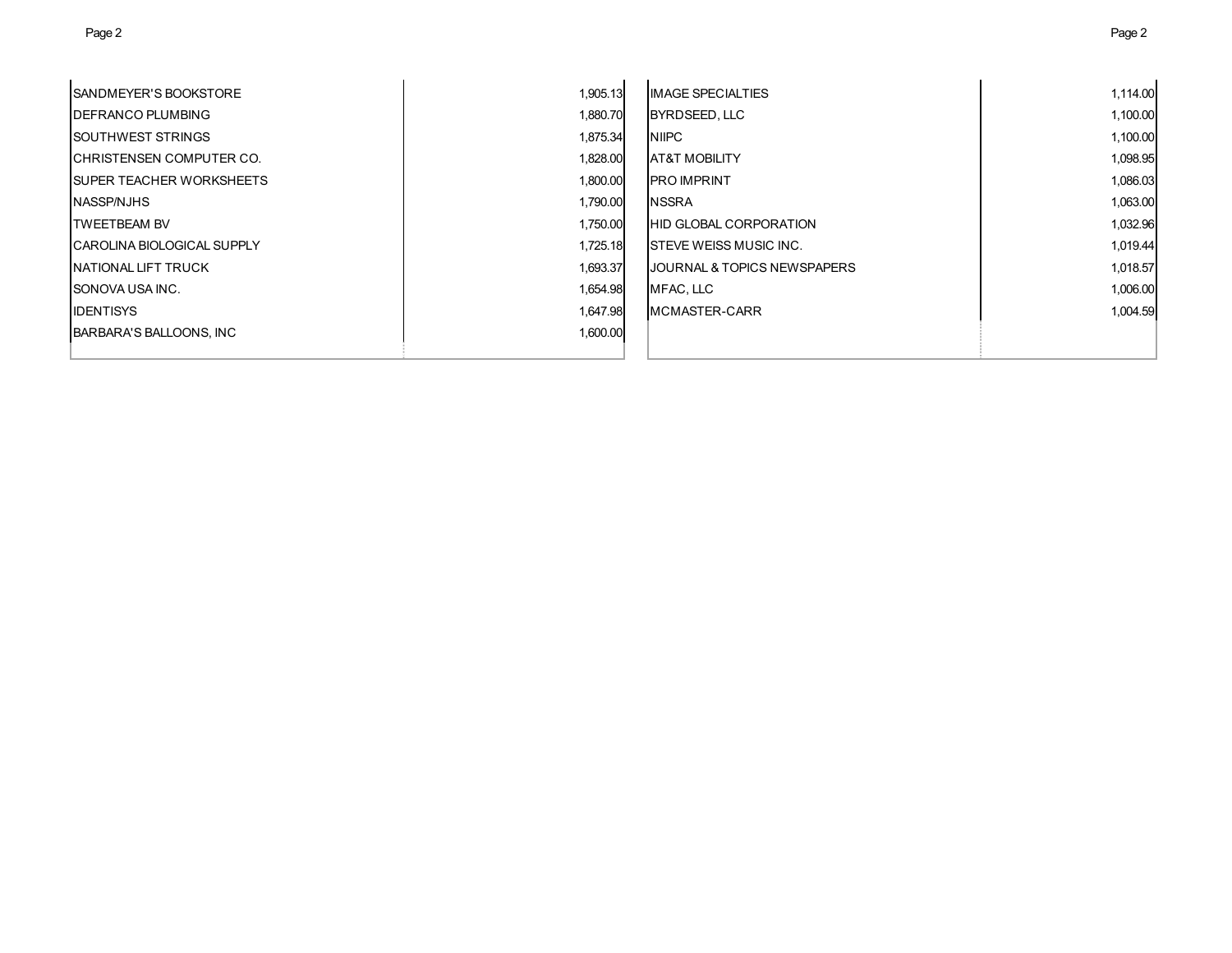| Vendor | Amount |
| --- | --- |
| SANDMEYER'S BOOKSTORE | 1,905.13 |
| DEFRANCO PLUMBING | 1,880.70 |
| SOUTHWEST STRINGS | 1,875.34 |
| CHRISTENSEN COMPUTER CO. | 1,828.00 |
| SUPER TEACHER WORKSHEETS | 1,800.00 |
| NASSP/NJHS | 1,790.00 |
| TWEETBEAM BV | 1,750.00 |
| CAROLINA BIOLOGICAL SUPPLY | 1,725.18 |
| NATIONAL LIFT TRUCK | 1,693.37 |
| SONOVA USA INC. | 1,654.98 |
| IDENTISYS | 1,647.98 |
| BARBARA'S BALLOONS, INC | 1,600.00 |
| IMAGE SPECIALTIES | 1,114.00 |
| BYRDSEED, LLC | 1,100.00 |
| NIIPC | 1,100.00 |
| AT&T MOBILITY | 1,098.95 |
| PRO IMPRINT | 1,086.03 |
| NSSRA | 1,063.00 |
| HID GLOBAL CORPORATION | 1,032.96 |
| STEVE WEISS MUSIC INC. | 1,019.44 |
| JOURNAL & TOPICS NEWSPAPERS | 1,018.57 |
| MFAC, LLC | 1,006.00 |
| MCMASTER-CARR | 1,004.59 |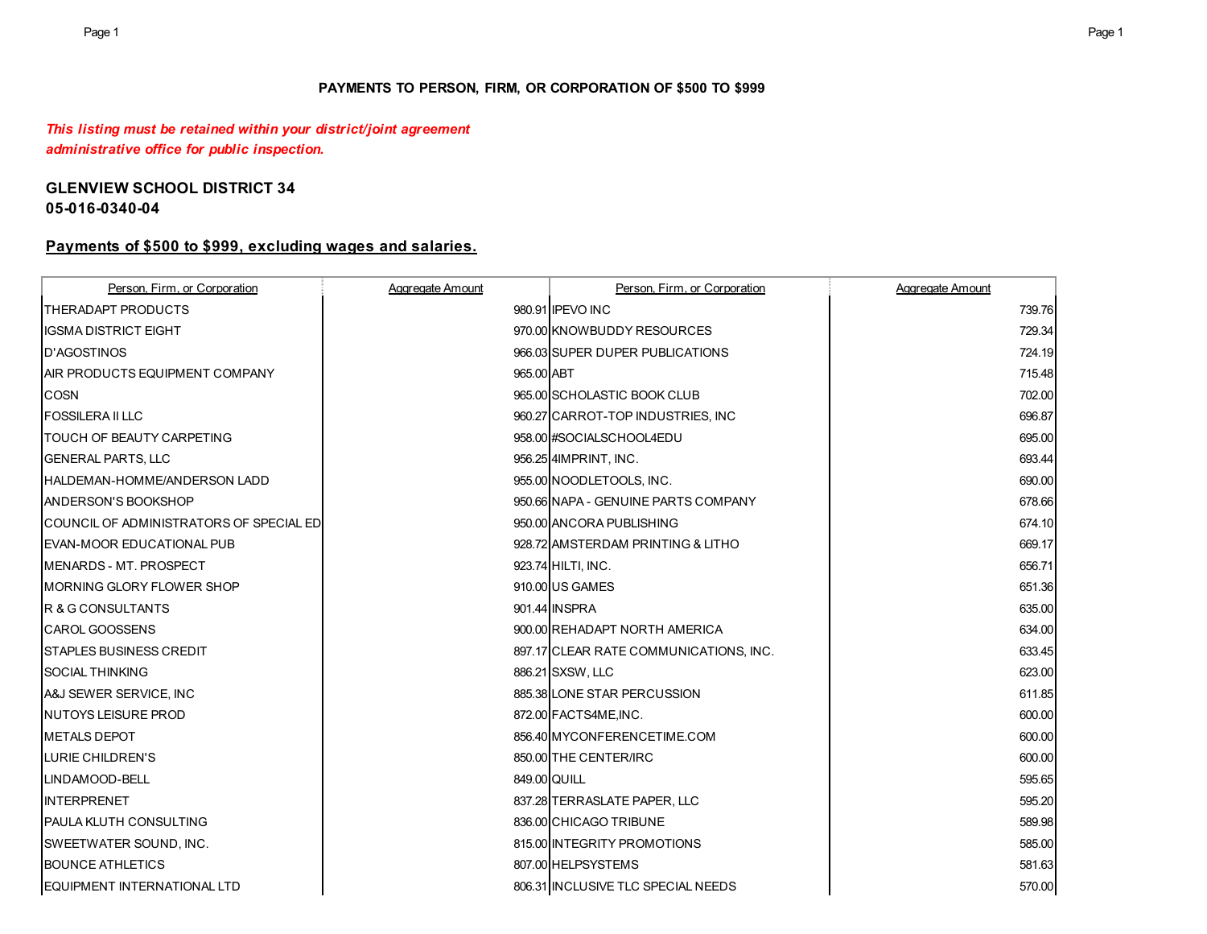**PAYMENTS TO PERSON, FIRM, OR CORPORATION OF $500 TO $999**

***This listing must be retained within your district/joint agreement administrative office for public inspection.***

**GLENVIEW SCHOOL DISTRICT 34**
**05-016-0340-04**

**Payments of $500 to $999, excluding wages and salaries.**

| Person, Firm, or Corporation | Aggregate Amount | Person, Firm, or Corporation | Aggregate Amount |
|---|---|---|---|
| THERADAPT PRODUCTS | 980.91 | IPEVO INC | 739.76 |
| IGSMA DISTRICT EIGHT | 970.00 | KNOWBUDDY RESOURCES | 729.34 |
| D'AGOSTINOS | 966.03 | SUPER DUPER PUBLICATIONS | 724.19 |
| AIR PRODUCTS EQUIPMENT COMPANY | 965.00 | ABT | 715.48 |
| COSN | 965.00 | SCHOLASTIC BOOK CLUB | 702.00 |
| FOSSILERA II LLC | 960.27 | CARROT-TOP INDUSTRIES, INC | 696.87 |
| TOUCH OF BEAUTY CARPETING | 958.00 | #SOCIALSCHOOL4EDU | 695.00 |
| GENERAL PARTS, LLC | 956.25 | 4IMPRINT, INC. | 693.44 |
| HALDEMAN-HOMME/ANDERSON LADD | 955.00 | NOODLETOOLS, INC. | 690.00 |
| ANDERSON'S BOOKSHOP | 950.66 | NAPA - GENUINE PARTS COMPANY | 678.66 |
| COUNCIL OF ADMINISTRATORS OF SPECIAL ED | 950.00 | ANCORA PUBLISHING | 674.10 |
| EVAN-MOOR EDUCATIONAL PUB | 928.72 | AMSTERDAM PRINTING & LITHO | 669.17 |
| MENARDS - MT. PROSPECT | 923.74 | HILTI, INC. | 656.71 |
| MORNING GLORY FLOWER SHOP | 910.00 | US GAMES | 651.36 |
| R & G CONSULTANTS | 901.44 | INSPRA | 635.00 |
| CAROL GOOSSENS | 900.00 | REHADAPT NORTH AMERICA | 634.00 |
| STAPLES BUSINESS CREDIT | 897.17 | CLEAR RATE COMMUNICATIONS, INC. | 633.45 |
| SOCIAL THINKING | 886.21 | SXSW, LLC | 623.00 |
| A&J SEWER SERVICE, INC | 885.38 | LONE STAR PERCUSSION | 611.85 |
| NUTOYS LEISURE PROD | 872.00 | FACTS4ME,INC. | 600.00 |
| METALS DEPOT | 856.40 | MYCONFERENCETIME.COM | 600.00 |
| LURIE CHILDREN'S | 850.00 | THE CENTER/IRC | 600.00 |
| LINDAMOOD-BELL | 849.00 | QUILL | 595.65 |
| INTERPRENET | 837.28 | TERRASLATE PAPER, LLC | 595.20 |
| PAULA KLUTH CONSULTING | 836.00 | CHICAGO TRIBUNE | 589.98 |
| SWEETWATER SOUND, INC. | 815.00 | INTEGRITY PROMOTIONS | 585.00 |
| BOUNCE ATHLETICS | 807.00 | HELPSYSTEMS | 581.63 |
| EQUIPMENT INTERNATIONAL LTD | 806.31 | INCLUSIVE TLC SPECIAL NEEDS | 570.00 |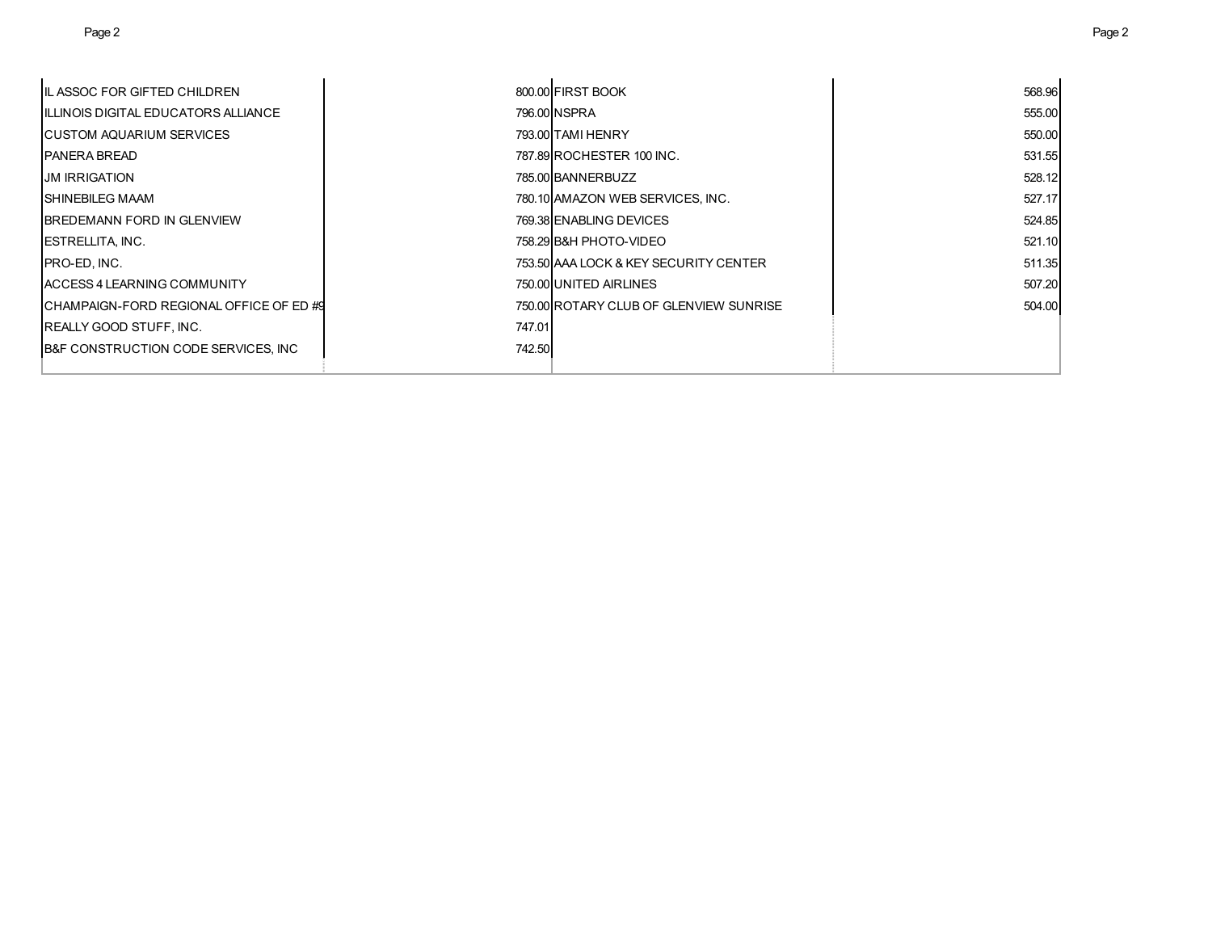| | | | |
|---|---|---|---|
| IL ASSOC FOR GIFTED CHILDREN | 800.00 | FIRST BOOK | 568.96 |
| ILLINOIS DIGITAL EDUCATORS ALLIANCE | 796.00 | NSPRA | 555.00 |
| CUSTOM AQUARIUM SERVICES | 793.00 | TAMI HENRY | 550.00 |
| PANERA BREAD | 787.89 | ROCHESTER 100 INC. | 531.55 |
| JM IRRIGATION | 785.00 | BANNERBUZZ | 528.12 |
| SHINEBILEG MAAM | 780.10 | AMAZON WEB SERVICES, INC. | 527.17 |
| BREDEMANN FORD IN GLENVIEW | 769.38 | ENABLING DEVICES | 524.85 |
| ESTRELLITA, INC. | 758.29 | B&H PHOTO-VIDEO | 521.10 |
| PRO-ED, INC. | 753.50 | AAA LOCK & KEY SECURITY CENTER | 511.35 |
| ACCESS 4 LEARNING COMMUNITY | 750.00 | UNITED AIRLINES | 507.20 |
| CHAMPAIGN-FORD REGIONAL OFFICE OF ED #9 | 750.00 | ROTARY CLUB OF GLENVIEW SUNRISE | 504.00 |
| REALLY GOOD STUFF, INC. | 747.01 | | |
| B&F CONSTRUCTION CODE SERVICES, INC | 742.50 | | |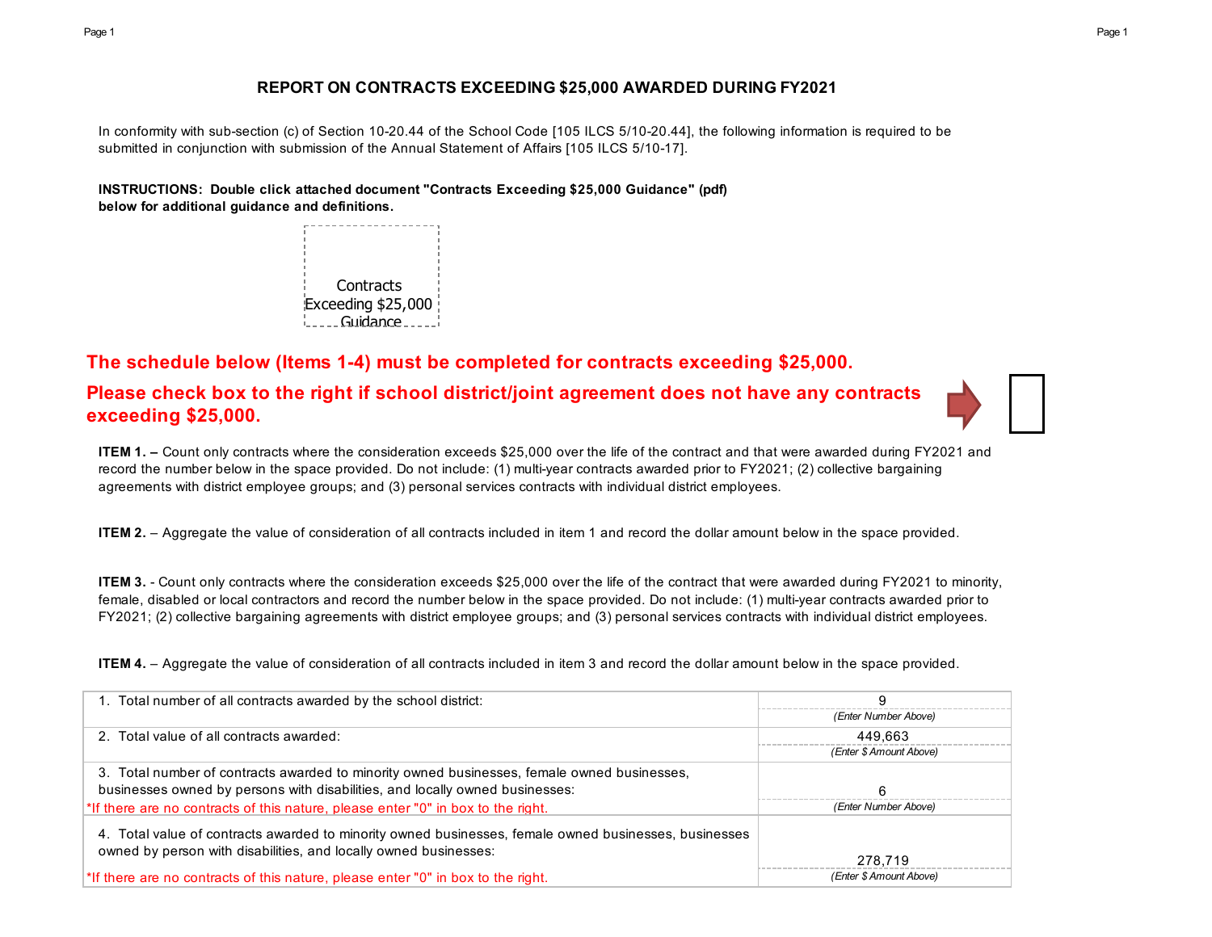## REPORT ON CONTRACTS EXCEEDING $25,000 AWARDED DURING FY2021

In conformity with sub-section (c) of Section 10-20.44 of the School Code [105 ILCS 5/10-20.44], the following information is required to be submitted in conjunction with submission of the Annual Statement of Affairs [105 ILCS 5/10-17].

**INSTRUCTIONS: Double click attached document "Contracts Exceeding $25,000 Guidance" (pdf) below for additional guidance and definitions.**

Contracts Exceeding $25,000 Guidance

**The schedule below (Items 1-4) must be completed for contracts exceeding $25,000.**

**Please check box to the right if school district/joint agreement does not have any contracts exceeding $25,000.** ☐

**ITEM 1. –** Count only contracts where the consideration exceeds $25,000 over the life of the contract and that were awarded during FY2021 and record the number below in the space provided. Do not include: (1) multi-year contracts awarded prior to FY2021; (2) collective bargaining agreements with district employee groups; and (3) personal services contracts with individual district employees.

**ITEM 2.** – Aggregate the value of consideration of all contracts included in item 1 and record the dollar amount below in the space provided.

**ITEM 3.** - Count only contracts where the consideration exceeds $25,000 over the life of the contract that were awarded during FY2021 to minority, female, disabled or local contractors and record the number below in the space provided. Do not include: (1) multi-year contracts awarded prior to FY2021; (2) collective bargaining agreements with district employee groups; and (3) personal services contracts with individual district employees.

**ITEM 4.** – Aggregate the value of consideration of all contracts included in item 3 and record the dollar amount below in the space provided.

| | |
|---|---|
| 1. Total number of all contracts awarded by the school district: | 9<br>*(Enter Number Above)* |
| 2. Total value of all contracts awarded: | 449,663<br>*(Enter $ Amount Above)* |
| 3. Total number of contracts awarded to minority owned businesses, female owned businesses, businesses owned by persons with disabilities, and locally owned businesses:<br>*If there are no contracts of this nature, please enter "0" in box to the right. | 6<br>*(Enter Number Above)* |
| 4. Total value of contracts awarded to minority owned businesses, female owned businesses, businesses owned by person with disabilities, and locally owned businesses:<br>*If there are no contracts of this nature, please enter "0" in box to the right. | 278,719<br>*(Enter $ Amount Above)* |